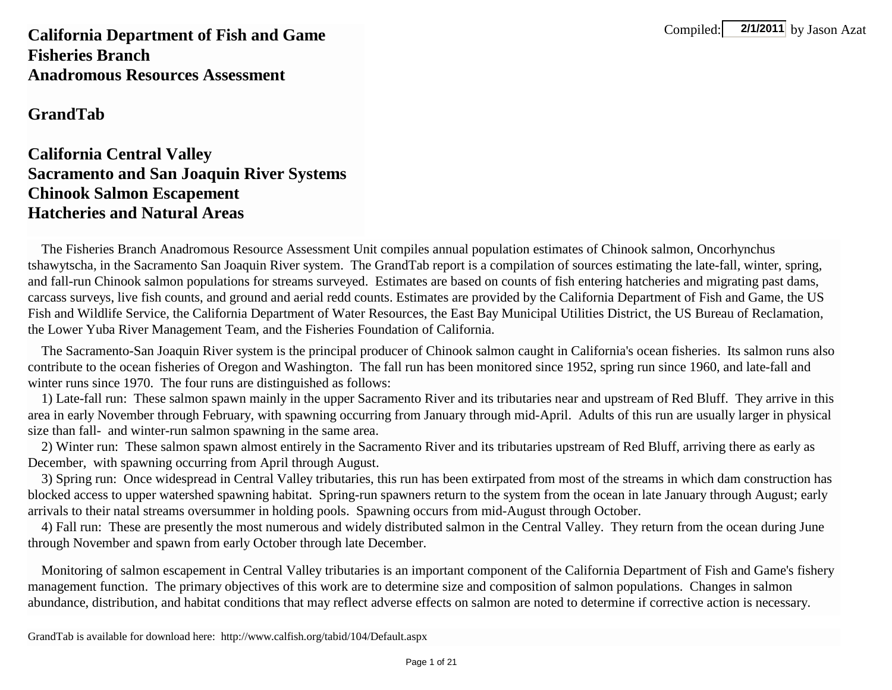Compiled: 2/1/2011 by Jason Azat

**California Department of Fish and Game**
**Fisheries Branch**
**Anadromous Resources Assessment**

# GrandTab

## California Central Valley
## Sacramento and San Joaquin River Systems
## Chinook Salmon Escapement
## Hatcheries and Natural Areas

The Fisheries Branch Anadromous Resource Assessment Unit compiles annual population estimates of Chinook salmon, Oncorhynchus tshawytscha, in the Sacramento San Joaquin River system. The GrandTab report is a compilation of sources estimating the late-fall, winter, spring, and fall-run Chinook salmon populations for streams surveyed. Estimates are based on counts of fish entering hatcheries and migrating past dams, carcass surveys, live fish counts, and ground and aerial redd counts. Estimates are provided by the California Department of Fish and Game, the US Fish and Wildlife Service, the California Department of Water Resources, the East Bay Municipal Utilities District, the US Bureau of Reclamation, the Lower Yuba River Management Team, and the Fisheries Foundation of California.

The Sacramento-San Joaquin River system is the principal producer of Chinook salmon caught in California's ocean fisheries. Its salmon runs also contribute to the ocean fisheries of Oregon and Washington. The fall run has been monitored since 1952, spring run since 1960, and late-fall and winter runs since 1970. The four runs are distinguished as follows:

1) Late-fall run: These salmon spawn mainly in the upper Sacramento River and its tributaries near and upstream of Red Bluff. They arrive in this area in early November through February, with spawning occurring from January through mid-April. Adults of this run are usually larger in physical size than fall- and winter-run salmon spawning in the same area.

2) Winter run: These salmon spawn almost entirely in the Sacramento River and its tributaries upstream of Red Bluff, arriving there as early as December, with spawning occurring from April through August.

3) Spring run: Once widespread in Central Valley tributaries, this run has been extirpated from most of the streams in which dam construction has blocked access to upper watershed spawning habitat. Spring-run spawners return to the system from the ocean in late January through August; early arrivals to their natal streams oversummer in holding pools. Spawning occurs from mid-August through October.

4) Fall run: These are presently the most numerous and widely distributed salmon in the Central Valley. They return from the ocean during June through November and spawn from early October through late December.

Monitoring of salmon escapement in Central Valley tributaries is an important component of the California Department of Fish and Game's fishery management function. The primary objectives of this work are to determine size and composition of salmon populations. Changes in salmon abundance, distribution, and habitat conditions that may reflect adverse effects on salmon are noted to determine if corrective action is necessary.

GrandTab is available for download here: http://www.calfish.org/tabid/104/Default.aspx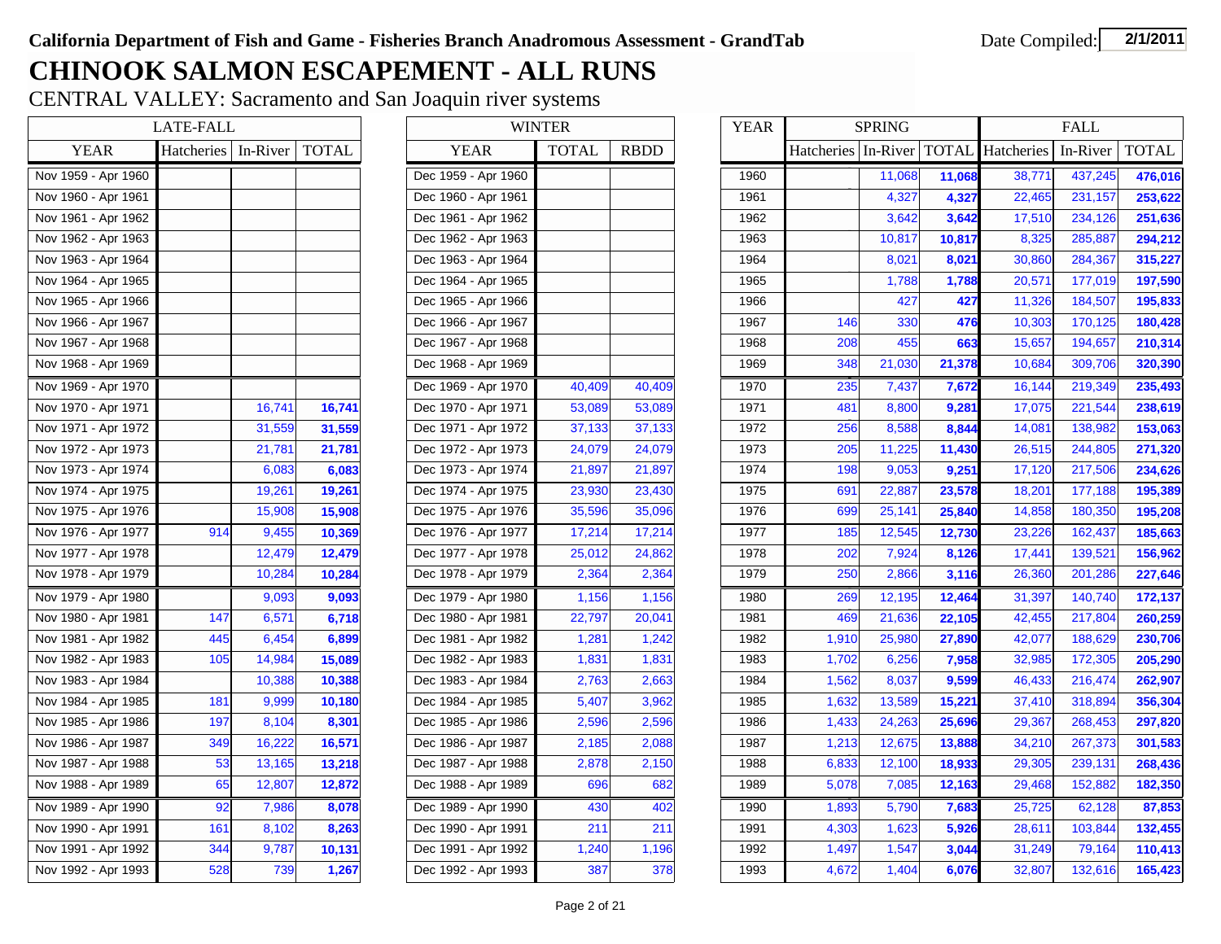**California Department of Fish and Game - Fisheries Branch Anadromous Assessment - GrandTab**

Date Compiled: **2/1/2011**

# CHINOOK SALMON ESCAPEMENT - ALL RUNS

CENTRAL VALLEY: Sacramento and San Joaquin river systems

| LATE-FALL | | | |
|---|---|---|---|
| YEAR | Hatcheries | In-River | TOTAL |
| Nov 1959 - Apr 1960 | | | |
| Nov 1960 - Apr 1961 | | | |
| Nov 1961 - Apr 1962 | | | |
| Nov 1962 - Apr 1963 | | | |
| Nov 1963 - Apr 1964 | | | |
| Nov 1964 - Apr 1965 | | | |
| Nov 1965 - Apr 1966 | | | |
| Nov 1966 - Apr 1967 | | | |
| Nov 1967 - Apr 1968 | | | |
| Nov 1968 - Apr 1969 | | | |
| Nov 1969 - Apr 1970 | | | |
| Nov 1970 - Apr 1971 | | 16,741 | **16,741** |
| Nov 1971 - Apr 1972 | | 31,559 | **31,559** |
| Nov 1972 - Apr 1973 | | 21,781 | **21,781** |
| Nov 1973 - Apr 1974 | | 6,083 | **6,083** |
| Nov 1974 - Apr 1975 | | 19,261 | **19,261** |
| Nov 1975 - Apr 1976 | | 15,908 | **15,908** |
| Nov 1976 - Apr 1977 | 914 | 9,455 | **10,369** |
| Nov 1977 - Apr 1978 | | 12,479 | **12,479** |
| Nov 1978 - Apr 1979 | | 10,284 | **10,284** |
| Nov 1979 - Apr 1980 | | 9,093 | **9,093** |
| Nov 1980 - Apr 1981 | 147 | 6,571 | **6,718** |
| Nov 1981 - Apr 1982 | 445 | 6,454 | **6,899** |
| Nov 1982 - Apr 1983 | 105 | 14,984 | **15,089** |
| Nov 1983 - Apr 1984 | | 10,388 | **10,388** |
| Nov 1984 - Apr 1985 | 181 | 9,999 | **10,180** |
| Nov 1985 - Apr 1986 | 197 | 8,104 | **8,301** |
| Nov 1986 - Apr 1987 | 349 | 16,222 | **16,571** |
| Nov 1987 - Apr 1988 | 53 | 13,165 | **13,218** |
| Nov 1988 - Apr 1989 | 65 | 12,807 | **12,872** |
| Nov 1989 - Apr 1990 | 92 | 7,986 | **8,078** |
| Nov 1990 - Apr 1991 | 161 | 8,102 | **8,263** |
| Nov 1991 - Apr 1992 | 344 | 9,787 | **10,131** |
| Nov 1992 - Apr 1993 | 528 | 739 | **1,267** |

| WINTER | | |
|---|---|---|
| YEAR | TOTAL | RBDD |
| Dec 1959 - Apr 1960 | | |
| Dec 1960 - Apr 1961 | | |
| Dec 1961 - Apr 1962 | | |
| Dec 1962 - Apr 1963 | | |
| Dec 1963 - Apr 1964 | | |
| Dec 1964 - Apr 1965 | | |
| Dec 1965 - Apr 1966 | | |
| Dec 1966 - Apr 1967 | | |
| Dec 1967 - Apr 1968 | | |
| Dec 1968 - Apr 1969 | | |
| Dec 1969 - Apr 1970 | 40,409 | 40,409 |
| Dec 1970 - Apr 1971 | 53,089 | 53,089 |
| Dec 1971 - Apr 1972 | 37,133 | 37,133 |
| Dec 1972 - Apr 1973 | 24,079 | 24,079 |
| Dec 1973 - Apr 1974 | 21,897 | 21,897 |
| Dec 1974 - Apr 1975 | 23,930 | 23,430 |
| Dec 1975 - Apr 1976 | 35,596 | 35,096 |
| Dec 1976 - Apr 1977 | 17,214 | 17,214 |
| Dec 1977 - Apr 1978 | 25,012 | 24,862 |
| Dec 1978 - Apr 1979 | 2,364 | 2,364 |
| Dec 1979 - Apr 1980 | 1,156 | 1,156 |
| Dec 1980 - Apr 1981 | 22,797 | 20,041 |
| Dec 1981 - Apr 1982 | 1,281 | 1,242 |
| Dec 1982 - Apr 1983 | 1,831 | 1,831 |
| Dec 1983 - Apr 1984 | 2,763 | 2,663 |
| Dec 1984 - Apr 1985 | 5,407 | 3,962 |
| Dec 1985 - Apr 1986 | 2,596 | 2,596 |
| Dec 1986 - Apr 1987 | 2,185 | 2,088 |
| Dec 1987 - Apr 1988 | 2,878 | 2,150 |
| Dec 1988 - Apr 1989 | 696 | 682 |
| Dec 1989 - Apr 1990 | 430 | 402 |
| Dec 1990 - Apr 1991 | 211 | 211 |
| Dec 1991 - Apr 1992 | 1,240 | 1,196 |
| Dec 1992 - Apr 1993 | 387 | 378 |

| YEAR | SPRING | | | FALL | | |
|---|---|---|---|---|---|---|
| | Hatcheries | In-River | TOTAL | Hatcheries | In-River | TOTAL |
| 1960 | | 11,068 | **11,068** | 38,771 | 437,245 | **476,016** |
| 1961 | | 4,327 | **4,327** | 22,465 | 231,157 | **253,622** |
| 1962 | | 3,642 | **3,642** | 17,510 | 234,126 | **251,636** |
| 1963 | | 10,817 | **10,817** | 8,325 | 285,887 | **294,212** |
| 1964 | | 8,021 | **8,021** | 30,860 | 284,367 | **315,227** |
| 1965 | | 1,788 | **1,788** | 20,571 | 177,019 | **197,590** |
| 1966 | | 427 | **427** | 11,326 | 184,507 | **195,833** |
| 1967 | 146 | 330 | **476** | 10,303 | 170,125 | **180,428** |
| 1968 | 208 | 455 | **663** | 15,657 | 194,657 | **210,314** |
| 1969 | 348 | 21,030 | **21,378** | 10,684 | 309,706 | **320,390** |
| 1970 | 235 | 7,437 | **7,672** | 16,144 | 219,349 | **235,493** |
| 1971 | 481 | 8,800 | **9,281** | 17,075 | 221,544 | **238,619** |
| 1972 | 256 | 8,588 | **8,844** | 14,081 | 138,982 | **153,063** |
| 1973 | 205 | 11,225 | **11,430** | 26,515 | 244,805 | **271,320** |
| 1974 | 198 | 9,053 | **9,251** | 17,120 | 217,506 | **234,626** |
| 1975 | 691 | 22,887 | **23,578** | 18,201 | 177,188 | **195,389** |
| 1976 | 699 | 25,141 | **25,840** | 14,858 | 180,350 | **195,208** |
| 1977 | 185 | 12,545 | **12,730** | 23,226 | 162,437 | **185,663** |
| 1978 | 202 | 7,924 | **8,126** | 17,441 | 139,521 | **156,962** |
| 1979 | 250 | 2,866 | **3,116** | 26,360 | 201,286 | **227,646** |
| 1980 | 269 | 12,195 | **12,464** | 31,397 | 140,740 | **172,137** |
| 1981 | 469 | 21,636 | **22,105** | 42,455 | 217,804 | **260,259** |
| 1982 | 1,910 | 25,980 | **27,890** | 42,077 | 188,629 | **230,706** |
| 1983 | 1,702 | 6,256 | **7,958** | 32,985 | 172,305 | **205,290** |
| 1984 | 1,562 | 8,037 | **9,599** | 46,433 | 216,474 | **262,907** |
| 1985 | 1,632 | 13,589 | **15,221** | 37,410 | 318,894 | **356,304** |
| 1986 | 1,433 | 24,263 | **25,696** | 29,367 | 268,453 | **297,820** |
| 1987 | 1,213 | 12,675 | **13,888** | 34,210 | 267,373 | **301,583** |
| 1988 | 6,833 | 12,100 | **18,933** | 29,305 | 239,131 | **268,436** |
| 1989 | 5,078 | 7,085 | **12,163** | 29,468 | 152,882 | **182,350** |
| 1990 | 1,893 | 5,790 | **7,683** | 25,725 | 62,128 | **87,853** |
| 1991 | 4,303 | 1,623 | **5,926** | 28,611 | 103,844 | **132,455** |
| 1992 | 1,497 | 1,547 | **3,044** | 31,249 | 79,164 | **110,413** |
| 1993 | 4,672 | 1,404 | **6,076** | 32,807 | 132,616 | **165,423** |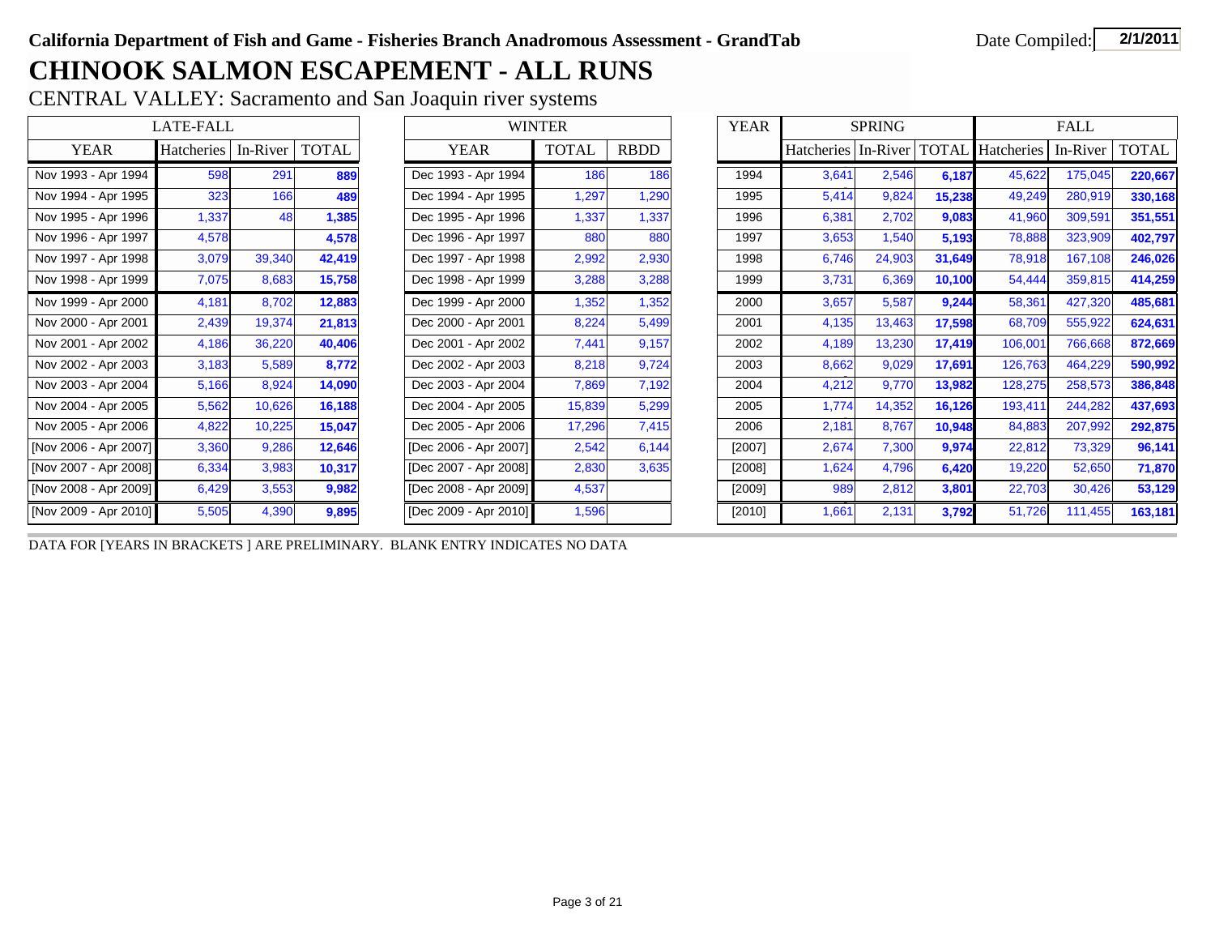**California Department of Fish and Game - Fisheries Branch Anadromous Assessment - GrandTab** Date Compiled: **2/1/2011**

# CHINOOK SALMON ESCAPEMENT - ALL RUNS

CENTRAL VALLEY: Sacramento and San Joaquin river systems

| LATE-FALL | | | |
|---|---|---|---|
| YEAR | Hatcheries | In-River | TOTAL |
| Nov 1993 - Apr 1994 | 598 | 291 | **889** |
| Nov 1994 - Apr 1995 | 323 | 166 | **489** |
| Nov 1995 - Apr 1996 | 1,337 | 48 | **1,385** |
| Nov 1996 - Apr 1997 | 4,578 | | **4,578** |
| Nov 1997 - Apr 1998 | 3,079 | 39,340 | **42,419** |
| Nov 1998 - Apr 1999 | 7,075 | 8,683 | **15,758** |
| Nov 1999 - Apr 2000 | 4,181 | 8,702 | **12,883** |
| Nov 2000 - Apr 2001 | 2,439 | 19,374 | **21,813** |
| Nov 2001 - Apr 2002 | 4,186 | 36,220 | **40,406** |
| Nov 2002 - Apr 2003 | 3,183 | 5,589 | **8,772** |
| Nov 2003 - Apr 2004 | 5,166 | 8,924 | **14,090** |
| Nov 2004 - Apr 2005 | 5,562 | 10,626 | **16,188** |
| Nov 2005 - Apr 2006 | 4,822 | 10,225 | **15,047** |
| [Nov 2006 - Apr 2007] | 3,360 | 9,286 | **12,646** |
| [Nov 2007 - Apr 2008] | 6,334 | 3,983 | **10,317** |
| [Nov 2008 - Apr 2009] | 6,429 | 3,553 | **9,982** |
| [Nov 2009 - Apr 2010] | 5,505 | 4,390 | **9,895** |

| WINTER | | |
|---|---|---|
| YEAR | TOTAL | RBDD |
| Dec 1993 - Apr 1994 | 186 | 186 |
| Dec 1994 - Apr 1995 | 1,297 | 1,290 |
| Dec 1995 - Apr 1996 | 1,337 | 1,337 |
| Dec 1996 - Apr 1997 | 880 | 880 |
| Dec 1997 - Apr 1998 | 2,992 | 2,930 |
| Dec 1998 - Apr 1999 | 3,288 | 3,288 |
| Dec 1999 - Apr 2000 | 1,352 | 1,352 |
| Dec 2000 - Apr 2001 | 8,224 | 5,499 |
| Dec 2001 - Apr 2002 | 7,441 | 9,157 |
| Dec 2002 - Apr 2003 | 8,218 | 9,724 |
| Dec 2003 - Apr 2004 | 7,869 | 7,192 |
| Dec 2004 - Apr 2005 | 15,839 | 5,299 |
| Dec 2005 - Apr 2006 | 17,296 | 7,415 |
| [Dec 2006 - Apr 2007] | 2,542 | 6,144 |
| [Dec 2007 - Apr 2008] | 2,830 | 3,635 |
| [Dec 2008 - Apr 2009] | 4,537 | |
| [Dec 2009 - Apr 2010] | 1,596 | |

| YEAR | SPRING | | | FALL | | |
|---|---|---|---|---|---|---|
| | Hatcheries | In-River | TOTAL | Hatcheries | In-River | TOTAL |
| 1994 | 3,641 | 2,546 | **6,187** | 45,622 | 175,045 | **220,667** |
| 1995 | 5,414 | 9,824 | **15,238** | 49,249 | 280,919 | **330,168** |
| 1996 | 6,381 | 2,702 | **9,083** | 41,960 | 309,591 | **351,551** |
| 1997 | 3,653 | 1,540 | **5,193** | 78,888 | 323,909 | **402,797** |
| 1998 | 6,746 | 24,903 | **31,649** | 78,918 | 167,108 | **246,026** |
| 1999 | 3,731 | 6,369 | **10,100** | 54,444 | 359,815 | **414,259** |
| 2000 | 3,657 | 5,587 | **9,244** | 58,361 | 427,320 | **485,681** |
| 2001 | 4,135 | 13,463 | **17,598** | 68,709 | 555,922 | **624,631** |
| 2002 | 4,189 | 13,230 | **17,419** | 106,001 | 766,668 | **872,669** |
| 2003 | 8,662 | 9,029 | **17,691** | 126,763 | 464,229 | **590,992** |
| 2004 | 4,212 | 9,770 | **13,982** | 128,275 | 258,573 | **386,848** |
| 2005 | 1,774 | 14,352 | **16,126** | 193,411 | 244,282 | **437,693** |
| 2006 | 2,181 | 8,767 | **10,948** | 84,883 | 207,992 | **292,875** |
| [2007] | 2,674 | 7,300 | **9,974** | 22,812 | 73,329 | **96,141** |
| [2008] | 1,624 | 4,796 | **6,420** | 19,220 | 52,650 | **71,870** |
| [2009] | 989 | 2,812 | **3,801** | 22,703 | 30,426 | **53,129** |
| [2010] | 1,661 | 2,131 | **3,792** | 51,726 | 111,455 | **163,181** |

DATA FOR [YEARS IN BRACKETS ] ARE PRELIMINARY. BLANK ENTRY INDICATES NO DATA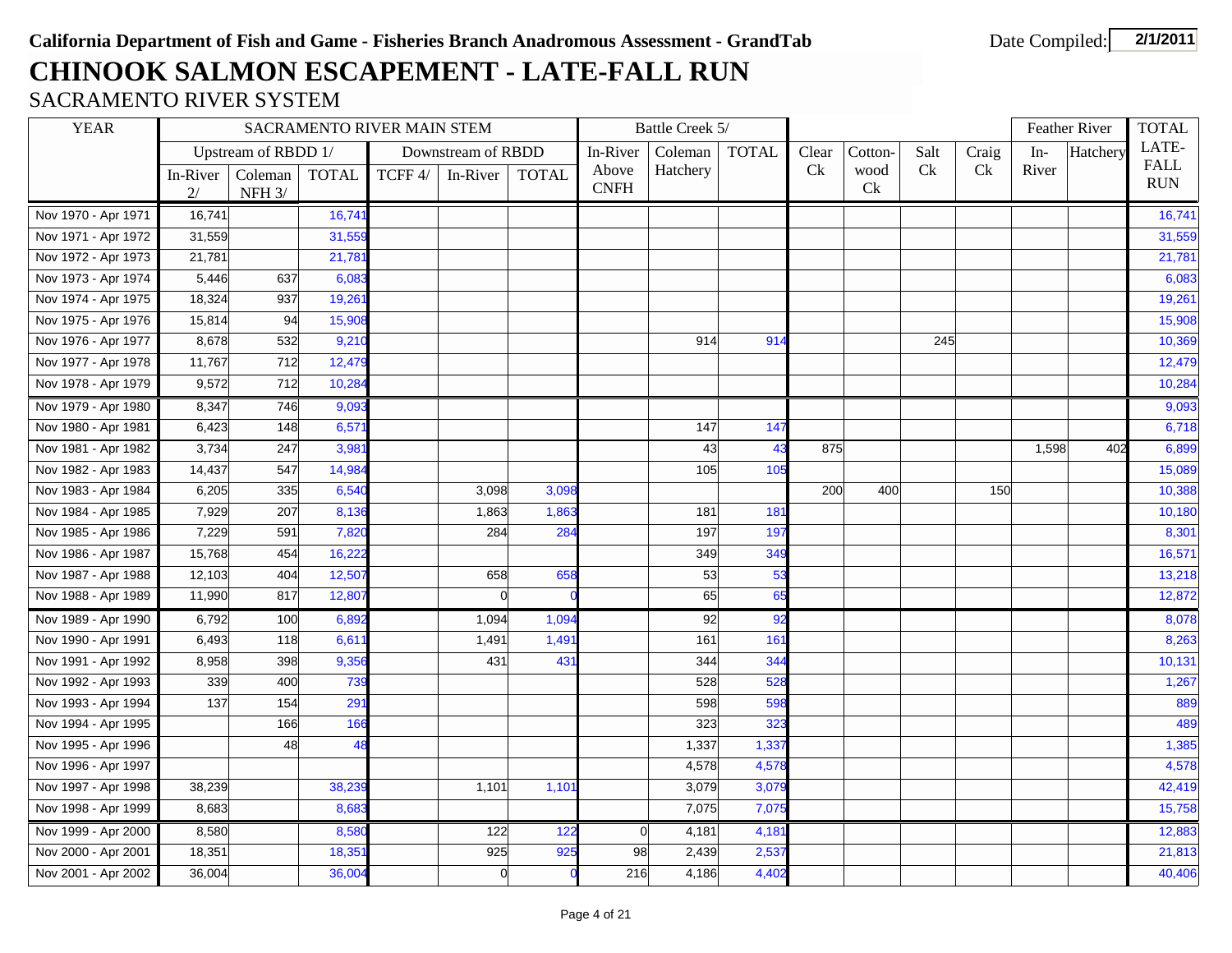**California Department of Fish and Game - Fisheries Branch Anadromous Assessment - GrandTab** Date Compiled: **2/1/2011**

# CHINOOK SALMON ESCAPEMENT - LATE-FALL RUN

## SACRAMENTO RIVER SYSTEM

| YEAR | SACRAMENTO RIVER MAIN STEM | | | | | | Battle Creek 5/ | | | | | | | Feather River | | TOTAL LATE-FALL RUN |
|---|---|---|---|---|---|---|---|---|---|---|---|---|---|---|---|---|
| | Upstream of RBDD 1/ | | | Downstream of RBDD | | | | | | | | | | | | |
| | In-River 2/ | Coleman NFH 3/ | TOTAL | TCFF 4/ | In-River | TOTAL | In-River Above CNFH | Coleman Hatchery | TOTAL | Clear Ck | Cotton-wood Ck | Salt Ck | Craig Ck | In-River | Hatchery | |
| Nov 1970 - Apr 1971 | 16,741 | | 16,741 | | | | | | | | | | | | | 16,741 |
| Nov 1971 - Apr 1972 | 31,559 | | 31,559 | | | | | | | | | | | | | 31,559 |
| Nov 1972 - Apr 1973 | 21,781 | | 21,781 | | | | | | | | | | | | | 21,781 |
| Nov 1973 - Apr 1974 | 5,446 | 637 | 6,083 | | | | | | | | | | | | | 6,083 |
| Nov 1974 - Apr 1975 | 18,324 | 937 | 19,261 | | | | | | | | | | | | | 19,261 |
| Nov 1975 - Apr 1976 | 15,814 | 94 | 15,908 | | | | | | | | | | | | | 15,908 |
| Nov 1976 - Apr 1977 | 8,678 | 532 | 9,210 | | | | | 914 | 914 | | | 245 | | | | 10,369 |
| Nov 1977 - Apr 1978 | 11,767 | 712 | 12,479 | | | | | | | | | | | | | 12,479 |
| Nov 1978 - Apr 1979 | 9,572 | 712 | 10,284 | | | | | | | | | | | | | 10,284 |
| Nov 1979 - Apr 1980 | 8,347 | 746 | 9,093 | | | | | | | | | | | | | 9,093 |
| Nov 1980 - Apr 1981 | 6,423 | 148 | 6,571 | | | | | 147 | 147 | | | | | | | 6,718 |
| Nov 1981 - Apr 1982 | 3,734 | 247 | 3,981 | | | | | 43 | 43 | 875 | | | | 1,598 | 402 | 6,899 |
| Nov 1982 - Apr 1983 | 14,437 | 547 | 14,984 | | | | | 105 | 105 | | | | | | | 15,089 |
| Nov 1983 - Apr 1984 | 6,205 | 335 | 6,540 | | 3,098 | 3,098 | | | | 200 | 400 | | 150 | | | 10,388 |
| Nov 1984 - Apr 1985 | 7,929 | 207 | 8,136 | | 1,863 | 1,863 | | 181 | 181 | | | | | | | 10,180 |
| Nov 1985 - Apr 1986 | 7,229 | 591 | 7,820 | | 284 | 284 | | 197 | 197 | | | | | | | 8,301 |
| Nov 1986 - Apr 1987 | 15,768 | 454 | 16,222 | | | | | 349 | 349 | | | | | | | 16,571 |
| Nov 1987 - Apr 1988 | 12,103 | 404 | 12,507 | | 658 | 658 | | 53 | 53 | | | | | | | 13,218 |
| Nov 1988 - Apr 1989 | 11,990 | 817 | 12,807 | | 0 | 0 | | 65 | 65 | | | | | | | 12,872 |
| Nov 1989 - Apr 1990 | 6,792 | 100 | 6,892 | | 1,094 | 1,094 | | 92 | 92 | | | | | | | 8,078 |
| Nov 1990 - Apr 1991 | 6,493 | 118 | 6,611 | | 1,491 | 1,491 | | 161 | 161 | | | | | | | 8,263 |
| Nov 1991 - Apr 1992 | 8,958 | 398 | 9,356 | | 431 | 431 | | 344 | 344 | | | | | | | 10,131 |
| Nov 1992 - Apr 1993 | 339 | 400 | 739 | | | | | 528 | 528 | | | | | | | 1,267 |
| Nov 1993 - Apr 1994 | 137 | 154 | 291 | | | | | 598 | 598 | | | | | | | 889 |
| Nov 1994 - Apr 1995 | | 166 | 166 | | | | | 323 | 323 | | | | | | | 489 |
| Nov 1995 - Apr 1996 | | 48 | 48 | | | | | 1,337 | 1,337 | | | | | | | 1,385 |
| Nov 1996 - Apr 1997 | | | | | | | | 4,578 | 4,578 | | | | | | | 4,578 |
| Nov 1997 - Apr 1998 | 38,239 | | 38,239 | | 1,101 | 1,101 | | 3,079 | 3,079 | | | | | | | 42,419 |
| Nov 1998 - Apr 1999 | 8,683 | | 8,683 | | | | | 7,075 | 7,075 | | | | | | | 15,758 |
| Nov 1999 - Apr 2000 | 8,580 | | 8,580 | | 122 | 122 | 0 | 4,181 | 4,181 | | | | | | | 12,883 |
| Nov 2000 - Apr 2001 | 18,351 | | 18,351 | | 925 | 925 | 98 | 2,439 | 2,537 | | | | | | | 21,813 |
| Nov 2001 - Apr 2002 | 36,004 | | 36,004 | | 0 | 0 | 216 | 4,186 | 4,402 | | | | | | | 40,406 |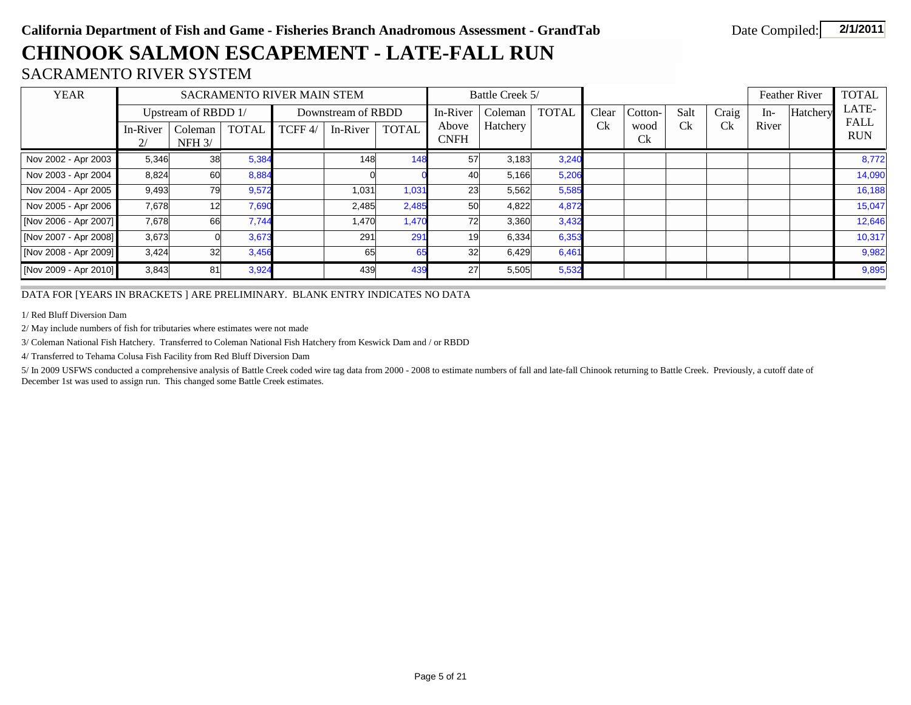**California Department of Fish and Game - Fisheries Branch Anadromous Assessment - GrandTab**

Date Compiled: **2/1/2011**

# CHINOOK SALMON ESCAPEMENT - LATE-FALL RUN

## SACRAMENTO RIVER SYSTEM

| YEAR | SACRAMENTO RIVER MAIN STEM | | | | | | Battle Creek 5/ | | | | | | | Feather River | | TOTAL LATE-FALL RUN |
|---|---|---|---|---|---|---|---|---|---|---|---|---|---|---|---|---|
| | Upstream of RBDD 1/ | | | Downstream of RBDD | | | In-River Above CNFH | Coleman Hatchery | TOTAL | Clear Ck | Cotton-wood Ck | Salt Ck | Craig Ck | In-River | Hatchery | |
| | In-River 2/ | Coleman NFH 3/ | TOTAL | TCFF 4/ | In-River | TOTAL | | | | | | | | | | |
| Nov 2002 - Apr 2003 | 5,346 | 38 | 5,384 | | 148 | 148 | 57 | 3,183 | 3,240 | | | | | | | 8,772 |
| Nov 2003 - Apr 2004 | 8,824 | 60 | 8,884 | | 0 | 0 | 40 | 5,166 | 5,206 | | | | | | | 14,090 |
| Nov 2004 - Apr 2005 | 9,493 | 79 | 9,572 | | 1,031 | 1,031 | 23 | 5,562 | 5,585 | | | | | | | 16,188 |
| Nov 2005 - Apr 2006 | 7,678 | 12 | 7,690 | | 2,485 | 2,485 | 50 | 4,822 | 4,872 | | | | | | | 15,047 |
| [Nov 2006 - Apr 2007] | 7,678 | 66 | 7,744 | | 1,470 | 1,470 | 72 | 3,360 | 3,432 | | | | | | | 12,646 |
| [Nov 2007 - Apr 2008] | 3,673 | 0 | 3,673 | | 291 | 291 | 19 | 6,334 | 6,353 | | | | | | | 10,317 |
| [Nov 2008 - Apr 2009] | 3,424 | 32 | 3,456 | | 65 | 65 | 32 | 6,429 | 6,461 | | | | | | | 9,982 |
| [Nov 2009 - Apr 2010] | 3,843 | 81 | 3,924 | | 439 | 439 | 27 | 5,505 | 5,532 | | | | | | | 9,895 |

DATA FOR [YEARS IN BRACKETS ] ARE PRELIMINARY. BLANK ENTRY INDICATES NO DATA

1/ Red Bluff Diversion Dam

2/ May include numbers of fish for tributaries where estimates were not made

3/ Coleman National Fish Hatchery. Transferred to Coleman National Fish Hatchery from Keswick Dam and / or RBDD

4/ Transferred to Tehama Colusa Fish Facility from Red Bluff Diversion Dam

5/ In 2009 USFWS conducted a comprehensive analysis of Battle Creek coded wire tag data from 2000 - 2008 to estimate numbers of fall and late-fall Chinook returning to Battle Creek. Previously, a cutoff date of December 1st was used to assign run. This changed some Battle Creek estimates.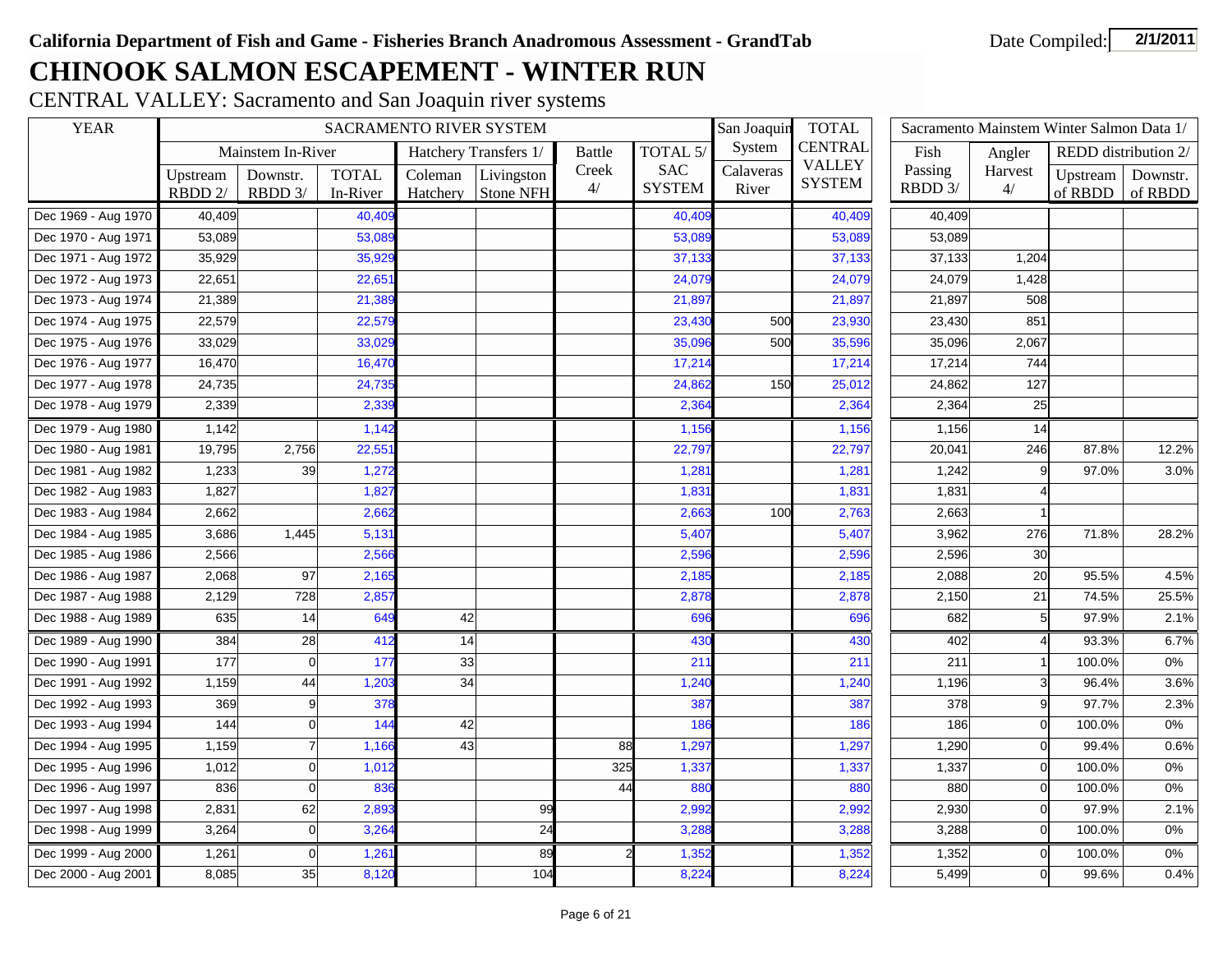**California Department of Fish and Game - Fisheries Branch Anadromous Assessment - GrandTab**

Date Compiled: **2/1/2011**

# CHINOOK SALMON ESCAPEMENT - WINTER RUN

## CENTRAL VALLEY: Sacramento and San Joaquin river systems

| YEAR | SACRAMENTO RIVER SYSTEM | | | | | | | San Joaquin System | TOTAL CENTRAL VALLEY SYSTEM | Sacramento Mainstem Winter Salmon Data 1/ | | | |
|---|---|---|---|---|---|---|---|---|---|---|---|---|---|
| | Mainstem In-River | | | Hatchery Transfers 1/ | | Battle Creek 4/ | TOTAL 5/ SAC SYSTEM | Calaveras River | | Fish Passing RBDD 3/ | Angler Harvest 4/ | REDD distribution 2/ | |
| | Upstream RBDD 2/ | Downstr. RBDD 3/ | TOTAL In-River | Coleman Hatchery | Livingston Stone NFH | | | | | | | Upstream of RBDD | Downstr. of RBDD |
| Dec 1969 - Aug 1970 | 40,409 | | 40,409 | | | | 40,409 | | 40,409 | 40,409 | | | |
| Dec 1970 - Aug 1971 | 53,089 | | 53,089 | | | | 53,089 | | 53,089 | 53,089 | | | |
| Dec 1971 - Aug 1972 | 35,929 | | 35,929 | | | | 37,133 | | 37,133 | 37,133 | 1,204 | | |
| Dec 1972 - Aug 1973 | 22,651 | | 22,651 | | | | 24,079 | | 24,079 | 24,079 | 1,428 | | |
| Dec 1973 - Aug 1974 | 21,389 | | 21,389 | | | | 21,897 | | 21,897 | 21,897 | 508 | | |
| Dec 1974 - Aug 1975 | 22,579 | | 22,579 | | | | 23,430 | 500 | 23,930 | 23,430 | 851 | | |
| Dec 1975 - Aug 1976 | 33,029 | | 33,029 | | | | 35,096 | 500 | 35,596 | 35,096 | 2,067 | | |
| Dec 1976 - Aug 1977 | 16,470 | | 16,470 | | | | 17,214 | | 17,214 | 17,214 | 744 | | |
| Dec 1977 - Aug 1978 | 24,735 | | 24,735 | | | | 24,862 | 150 | 25,012 | 24,862 | 127 | | |
| Dec 1978 - Aug 1979 | 2,339 | | 2,339 | | | | 2,364 | | 2,364 | 2,364 | 25 | | |
| Dec 1979 - Aug 1980 | 1,142 | | 1,142 | | | | 1,156 | | 1,156 | 1,156 | 14 | | |
| Dec 1980 - Aug 1981 | 19,795 | 2,756 | 22,551 | | | | 22,797 | | 22,797 | 20,041 | 246 | 87.8% | 12.2% |
| Dec 1981 - Aug 1982 | 1,233 | 39 | 1,272 | | | | 1,281 | | 1,281 | 1,242 | 9 | 97.0% | 3.0% |
| Dec 1982 - Aug 1983 | 1,827 | | 1,827 | | | | 1,831 | | 1,831 | 1,831 | 4 | | |
| Dec 1983 - Aug 1984 | 2,662 | | 2,662 | | | | 2,663 | 100 | 2,763 | 2,663 | 1 | | |
| Dec 1984 - Aug 1985 | 3,686 | 1,445 | 5,131 | | | | 5,407 | | 5,407 | 3,962 | 276 | 71.8% | 28.2% |
| Dec 1985 - Aug 1986 | 2,566 | | 2,566 | | | | 2,596 | | 2,596 | 2,596 | 30 | | |
| Dec 1986 - Aug 1987 | 2,068 | 97 | 2,165 | | | | 2,185 | | 2,185 | 2,088 | 20 | 95.5% | 4.5% |
| Dec 1987 - Aug 1988 | 2,129 | 728 | 2,857 | | | | 2,878 | | 2,878 | 2,150 | 21 | 74.5% | 25.5% |
| Dec 1988 - Aug 1989 | 635 | 14 | 649 | 42 | | | 696 | | 696 | 682 | 5 | 97.9% | 2.1% |
| Dec 1989 - Aug 1990 | 384 | 28 | 412 | 14 | | | 430 | | 430 | 402 | 4 | 93.3% | 6.7% |
| Dec 1990 - Aug 1991 | 177 | 0 | 177 | 33 | | | 211 | | 211 | 211 | 1 | 100.0% | 0% |
| Dec 1991 - Aug 1992 | 1,159 | 44 | 1,203 | 34 | | | 1,240 | | 1,240 | 1,196 | 3 | 96.4% | 3.6% |
| Dec 1992 - Aug 1993 | 369 | 9 | 378 | | | | 387 | | 387 | 378 | 9 | 97.7% | 2.3% |
| Dec 1993 - Aug 1994 | 144 | 0 | 144 | 42 | | | 186 | | 186 | 186 | 0 | 100.0% | 0% |
| Dec 1994 - Aug 1995 | 1,159 | 7 | 1,166 | 43 | | 88 | 1,297 | | 1,297 | 1,290 | 0 | 99.4% | 0.6% |
| Dec 1995 - Aug 1996 | 1,012 | 0 | 1,012 | | | 325 | 1,337 | | 1,337 | 1,337 | 0 | 100.0% | 0% |
| Dec 1996 - Aug 1997 | 836 | 0 | 836 | | | 44 | 880 | | 880 | 880 | 0 | 100.0% | 0% |
| Dec 1997 - Aug 1998 | 2,831 | 62 | 2,893 | | 99 | | 2,992 | | 2,992 | 2,930 | 0 | 97.9% | 2.1% |
| Dec 1998 - Aug 1999 | 3,264 | 0 | 3,264 | | 24 | | 3,288 | | 3,288 | 3,288 | 0 | 100.0% | 0% |
| Dec 1999 - Aug 2000 | 1,261 | 0 | 1,261 | | 89 | 2 | 1,352 | | 1,352 | 1,352 | 0 | 100.0% | 0% |
| Dec 2000 - Aug 2001 | 8,085 | 35 | 8,120 | | 104 | | 8,224 | | 8,224 | 5,499 | 0 | 99.6% | 0.4% |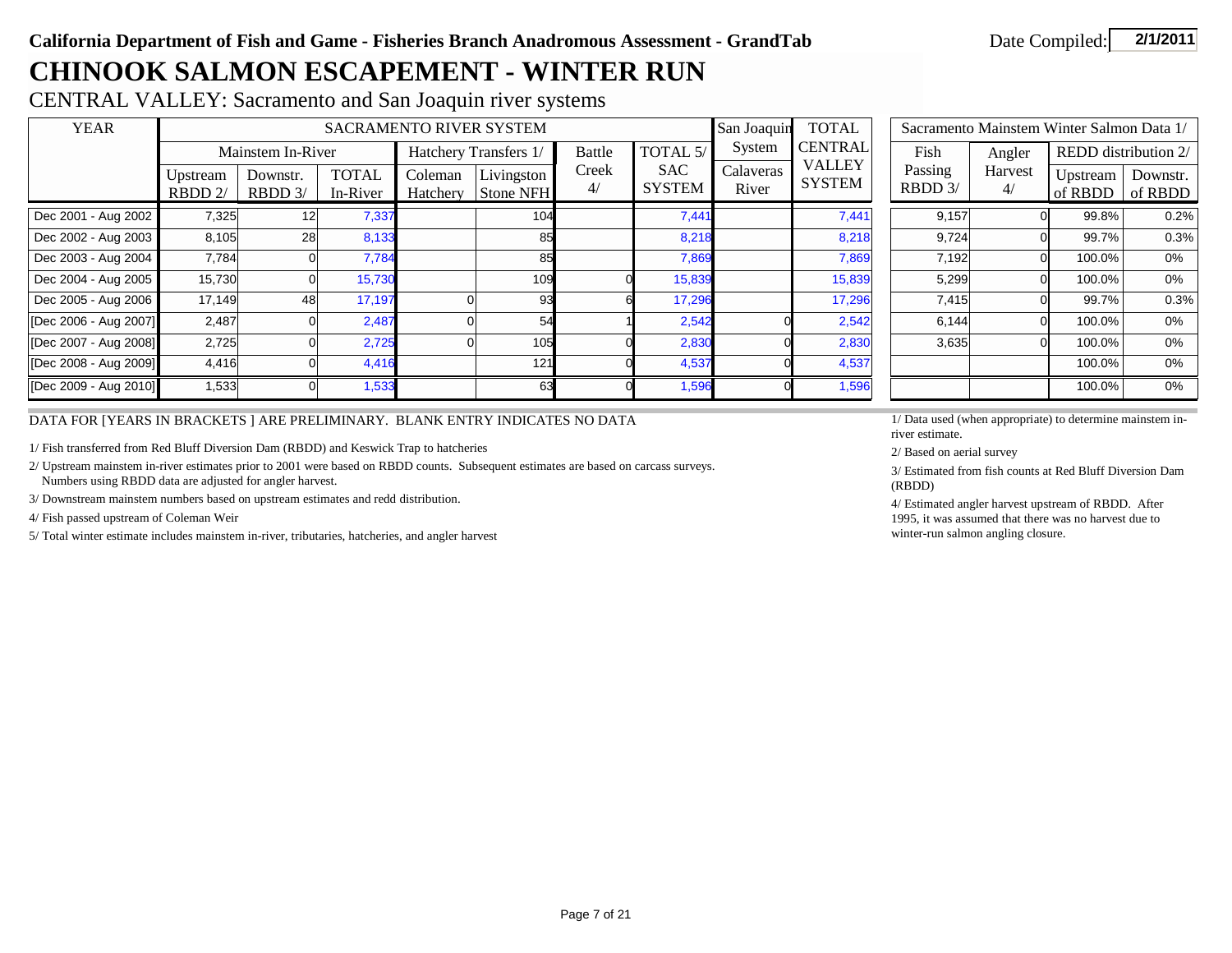**California Department of Fish and Game - Fisheries Branch Anadromous Assessment - GrandTab**

Date Compiled: **2/1/2011**

# CHINOOK SALMON ESCAPEMENT - WINTER RUN

CENTRAL VALLEY: Sacramento and San Joaquin river systems

| YEAR | SACRAMENTO RIVER SYSTEM | | | | | | | San Joaquin System | TOTAL CENTRAL VALLEY SYSTEM |
|---|---|---|---|---|---|---|---|---|---|
| | Mainstem In-River | | | Hatchery Transfers 1/ | | Battle Creek 4/ | TOTAL 5/ SAC SYSTEM | | |
| | Upstream RBDD 2/ | Downstr. RBDD 3/ | TOTAL In-River | Coleman Hatchery | Livingston Stone NFH | | | Calaveras River | |
| Dec 2001 - Aug 2002 | 7,325 | 12 | 7,337 | | 104 | | 7,441 | | 7,441 |
| Dec 2002 - Aug 2003 | 8,105 | 28 | 8,133 | | 85 | | 8,218 | | 8,218 |
| Dec 2003 - Aug 2004 | 7,784 | 0 | 7,784 | | 85 | | 7,869 | | 7,869 |
| Dec 2004 - Aug 2005 | 15,730 | 0 | 15,730 | | 109 | 0 | 15,839 | | 15,839 |
| Dec 2005 - Aug 2006 | 17,149 | 48 | 17,197 | 0 | 93 | 6 | 17,296 | | 17,296 |
| [Dec 2006 - Aug 2007] | 2,487 | 0 | 2,487 | 0 | 54 | 1 | 2,542 | 0 | 2,542 |
| [Dec 2007 - Aug 2008] | 2,725 | 0 | 2,725 | 0 | 105 | 0 | 2,830 | 0 | 2,830 |
| [Dec 2008 - Aug 2009] | 4,416 | 0 | 4,416 | | 121 | 0 | 4,537 | 0 | 4,537 |
| [Dec 2009 - Aug 2010] | 1,533 | 0 | 1,533 | | 63 | 0 | 1,596 | 0 | 1,596 |

| Sacramento Mainstem Winter Salmon Data 1/ | | | |
|---|---|---|---|
| Fish Passing RBDD 3/ | Angler Harvest 4/ | REDD distribution 2/ | |
| | | Upstream of RBDD | Downstr. of RBDD |
| 9,157 | 0 | 99.8% | 0.2% |
| 9,724 | 0 | 99.7% | 0.3% |
| 7,192 | 0 | 100.0% | 0% |
| 5,299 | 0 | 100.0% | 0% |
| 7,415 | 0 | 99.7% | 0.3% |
| 6,144 | 0 | 100.0% | 0% |
| 3,635 | 0 | 100.0% | 0% |
| | | 100.0% | 0% |
| | | 100.0% | 0% |

DATA FOR [YEARS IN BRACKETS ] ARE PRELIMINARY. BLANK ENTRY INDICATES NO DATA

1/ Fish transferred from Red Bluff Diversion Dam (RBDD) and Keswick Trap to hatcheries

2/ Upstream mainstem in-river estimates prior to 2001 were based on RBDD counts. Subsequent estimates are based on carcass surveys. Numbers using RBDD data are adjusted for angler harvest.

3/ Downstream mainstem numbers based on upstream estimates and redd distribution.

4/ Fish passed upstream of Coleman Weir

5/ Total winter estimate includes mainstem in-river, tributaries, hatcheries, and angler harvest

1/ Data used (when appropriate) to determine mainstem in-river estimate.

2/ Based on aerial survey

3/ Estimated from fish counts at Red Bluff Diversion Dam (RBDD)

4/ Estimated angler harvest upstream of RBDD. After 1995, it was assumed that there was no harvest due to winter-run salmon angling closure.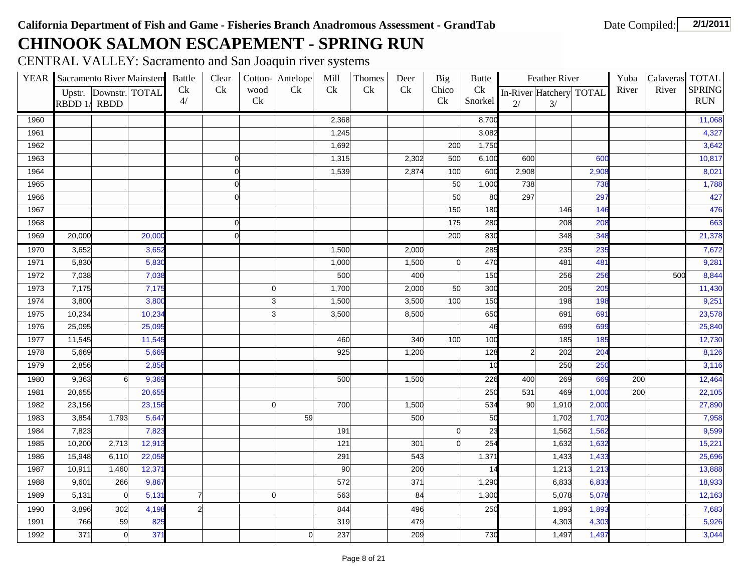**California Department of Fish and Game - Fisheries Branch Anadromous Assessment - GrandTab**

Date Compiled: **2/1/2011**

# CHINOOK SALMON ESCAPEMENT - SPRING RUN

CENTRAL VALLEY: Sacramento and San Joaquin river systems

| YEAR | Sacramento River Mainstem | | | Battle Ck 4/ | Clear Ck | Cotton-wood Ck | Antelope Ck | Mill Ck | Thomes Ck | Deer Ck | Big Chico Ck | Butte Ck Snorkel | Feather River | | | Yuba River | Calaveras River | TOTAL SPRING RUN |
|---|---|---|---|---|---|---|---|---|---|---|---|---|---|---|---|---|---|---|
| | Upstr. RBDD 1/ | Downstr. RBDD | TOTAL | | | | | | | | | | In-River 2/ | Hatchery 3/ | TOTAL | | | |
| 1960 | | | | | | | | 2,368 | | | | 8,700 | | | | | | 11,068 |
| 1961 | | | | | | | | 1,245 | | | | 3,082 | | | | | | 4,327 |
| 1962 | | | | | | | | 1,692 | | | 200 | 1,750 | | | | | | 3,642 |
| 1963 | | | | | 0 | | | 1,315 | | 2,302 | 500 | 6,100 | 600 | | 600 | | | 10,817 |
| 1964 | | | | | 0 | | | 1,539 | | 2,874 | 100 | 600 | 2,908 | | 2,908 | | | 8,021 |
| 1965 | | | | | 0 | | | | | | 50 | 1,000 | 738 | | 738 | | | 1,788 |
| 1966 | | | | | 0 | | | | | | 50 | 80 | 297 | | 297 | | | 427 |
| 1967 | | | | | | | | | | | 150 | 180 | | 146 | 146 | | | 476 |
| 1968 | | | | | 0 | | | | | | 175 | 280 | | 208 | 208 | | | 663 |
| 1969 | 20,000 | | 20,000 | | 0 | | | | | | 200 | 830 | | 348 | 348 | | | 21,378 |
| 1970 | 3,652 | | 3,652 | | | | | 1,500 | | 2,000 | | 285 | | 235 | 235 | | | 7,672 |
| 1971 | 5,830 | | 5,830 | | | | | 1,000 | | 1,500 | 0 | 470 | | 481 | 481 | | | 9,281 |
| 1972 | 7,038 | | 7,038 | | | | | 500 | | 400 | | 150 | | 256 | 256 | | 500 | 8,844 |
| 1973 | 7,175 | | 7,175 | | | 0 | | 1,700 | | 2,000 | 50 | 300 | | 205 | 205 | | | 11,430 |
| 1974 | 3,800 | | 3,800 | | | 3 | | 1,500 | | 3,500 | 100 | 150 | | 198 | 198 | | | 9,251 |
| 1975 | 10,234 | | 10,234 | | | 3 | | 3,500 | | 8,500 | | 650 | | 691 | 691 | | | 23,578 |
| 1976 | 25,095 | | 25,095 | | | | | | | | | 46 | | 699 | 699 | | | 25,840 |
| 1977 | 11,545 | | 11,545 | | | | | 460 | | 340 | 100 | 100 | | 185 | 185 | | | 12,730 |
| 1978 | 5,669 | | 5,669 | | | | | 925 | | 1,200 | | 128 | 2 | 202 | 204 | | | 8,126 |
| 1979 | 2,856 | | 2,856 | | | | | | | | | 10 | | 250 | 250 | | | 3,116 |
| 1980 | 9,363 | 6 | 9,369 | | | | | 500 | | 1,500 | | 226 | 400 | 269 | 669 | 200 | | 12,464 |
| 1981 | 20,655 | | 20,655 | | | | | | | | | 250 | 531 | 469 | 1,000 | 200 | | 22,105 |
| 1982 | 23,156 | | 23,156 | | | 0 | | 700 | | 1,500 | | 534 | 90 | 1,910 | 2,000 | | | 27,890 |
| 1983 | 3,854 | 1,793 | 5,647 | | | | 59 | | | 500 | | 50 | | 1,702 | 1,702 | | | 7,958 |
| 1984 | 7,823 | | 7,823 | | | | | 191 | | | 0 | 23 | | 1,562 | 1,562 | | | 9,599 |
| 1985 | 10,200 | 2,713 | 12,913 | | | | | 121 | | 301 | 0 | 254 | | 1,632 | 1,632 | | | 15,221 |
| 1986 | 15,948 | 6,110 | 22,058 | | | | | 291 | | 543 | | 1,371 | | 1,433 | 1,433 | | | 25,696 |
| 1987 | 10,911 | 1,460 | 12,371 | | | | | 90 | | 200 | | 14 | | 1,213 | 1,213 | | | 13,888 |
| 1988 | 9,601 | 266 | 9,867 | | | | | 572 | | 371 | | 1,290 | | 6,833 | 6,833 | | | 18,933 |
| 1989 | 5,131 | 0 | 5,131 | 7 | | 0 | | 563 | | 84 | | 1,300 | | 5,078 | 5,078 | | | 12,163 |
| 1990 | 3,896 | 302 | 4,198 | 2 | | | | 844 | | 496 | | 250 | | 1,893 | 1,893 | | | 7,683 |
| 1991 | 766 | 59 | 825 | | | | | 319 | | 479 | | | | 4,303 | 4,303 | | | 5,926 |
| 1992 | 371 | 0 | 371 | | | | 0 | 237 | | 209 | | 730 | | 1,497 | 1,497 | | | 3,044 |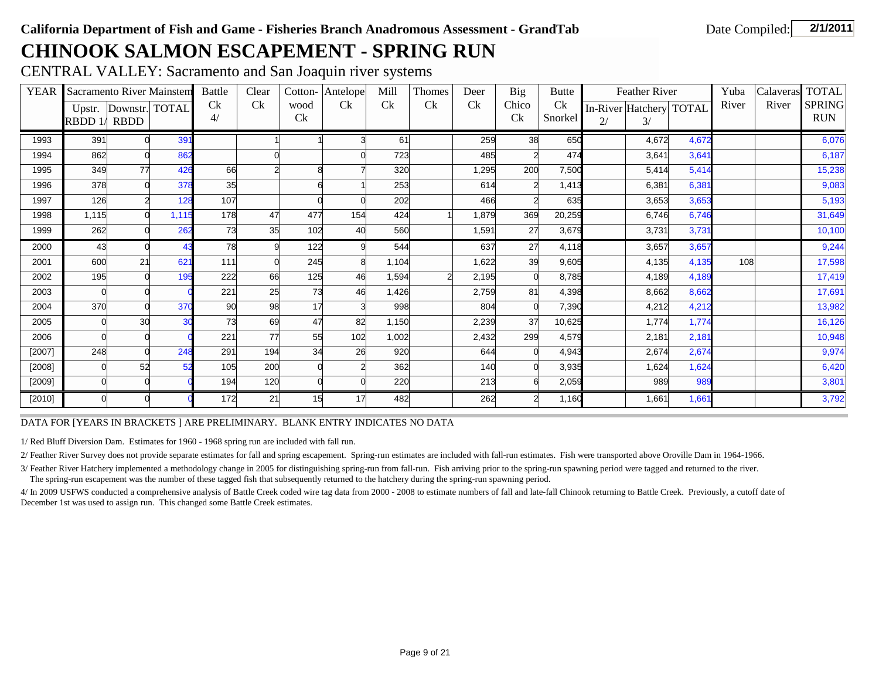California Department of Fish and Game - Fisheries Branch Anadromous Assessment - GrandTab

Date Compiled: **2/1/2011**

# CHINOOK SALMON ESCAPEMENT - SPRING RUN

CENTRAL VALLEY: Sacramento and San Joaquin river systems

| YEAR | Sacramento River Mainstem | | | Battle Ck 4/ | Clear Ck | Cotton-wood Ck | Antelope Ck | Mill Ck | Thomes Ck | Deer Ck | Big Chico Ck | Butte Ck Snorkel | Feather River | | | Yuba River | Calaveras River | TOTAL SPRING RUN |
|---|---|---|---|---|---|---|---|---|---|---|---|---|---|---|---|---|---|---|
| | Upstr. RBDD 1/ | Downstr. RBDD | TOTAL | | | | | | | | | | In-River 2/ | Hatchery 3/ | TOTAL | | | |
| 1993 | 391 | 0 | 391 | | 1 | 1 | 3 | 61 | | 259 | 38 | 650 | | 4,672 | 4,672 | | | 6,076 |
| 1994 | 862 | 0 | 862 | | 0 | | 0 | 723 | | 485 | 2 | 474 | | 3,641 | 3,641 | | | 6,187 |
| 1995 | 349 | 77 | 426 | 66 | 2 | 8 | 7 | 320 | | 1,295 | 200 | 7,500 | | 5,414 | 5,414 | | | 15,238 |
| 1996 | 378 | 0 | 378 | 35 | | 6 | 1 | 253 | | 614 | 2 | 1,413 | | 6,381 | 6,381 | | | 9,083 |
| 1997 | 126 | 2 | 128 | 107 | | 0 | 0 | 202 | | 466 | 2 | 635 | | 3,653 | 3,653 | | | 5,193 |
| 1998 | 1,115 | 0 | 1,115 | 178 | 47 | 477 | 154 | 424 | 1 | 1,879 | 369 | 20,259 | | 6,746 | 6,746 | | | 31,649 |
| 1999 | 262 | 0 | 262 | 73 | 35 | 102 | 40 | 560 | | 1,591 | 27 | 3,679 | | 3,731 | 3,731 | | | 10,100 |
| 2000 | 43 | 0 | 43 | 78 | 9 | 122 | 9 | 544 | | 637 | 27 | 4,118 | | 3,657 | 3,657 | | | 9,244 |
| 2001 | 600 | 21 | 621 | 111 | 0 | 245 | 8 | 1,104 | | 1,622 | 39 | 9,605 | | 4,135 | 4,135 | 108 | | 17,598 |
| 2002 | 195 | 0 | 195 | 222 | 66 | 125 | 46 | 1,594 | 2 | 2,195 | 0 | 8,785 | | 4,189 | 4,189 | | | 17,419 |
| 2003 | 0 | 0 | 0 | 221 | 25 | 73 | 46 | 1,426 | | 2,759 | 81 | 4,398 | | 8,662 | 8,662 | | | 17,691 |
| 2004 | 370 | 0 | 370 | 90 | 98 | 17 | 3 | 998 | | 804 | 0 | 7,390 | | 4,212 | 4,212 | | | 13,982 |
| 2005 | 0 | 30 | 30 | 73 | 69 | 47 | 82 | 1,150 | | 2,239 | 37 | 10,625 | | 1,774 | 1,774 | | | 16,126 |
| 2006 | 0 | 0 | 0 | 221 | 77 | 55 | 102 | 1,002 | | 2,432 | 299 | 4,579 | | 2,181 | 2,181 | | | 10,948 |
| [2007] | 248 | 0 | 248 | 291 | 194 | 34 | 26 | 920 | | 644 | 0 | 4,943 | | 2,674 | 2,674 | | | 9,974 |
| [2008] | 0 | 52 | 52 | 105 | 200 | 0 | 2 | 362 | | 140 | 0 | 3,935 | | 1,624 | 1,624 | | | 6,420 |
| [2009] | 0 | 0 | 0 | 194 | 120 | 0 | 0 | 220 | | 213 | 6 | 2,059 | | 989 | 989 | | | 3,801 |
| [2010] | 0 | 0 | 0 | 172 | 21 | 15 | 17 | 482 | | 262 | 2 | 1,160 | | 1,661 | 1,661 | | | 3,792 |

DATA FOR [YEARS IN BRACKETS ] ARE PRELIMINARY. BLANK ENTRY INDICATES NO DATA

1/ Red Bluff Diversion Dam. Estimates for 1960 - 1968 spring run are included with fall run.

2/ Feather River Survey does not provide separate estimates for fall and spring escapement. Spring-run estimates are included with fall-run estimates. Fish were transported above Oroville Dam in 1964-1966.

3/ Feather River Hatchery implemented a methodology change in 2005 for distinguishing spring-run from fall-run. Fish arriving prior to the spring-run spawning period were tagged and returned to the river. The spring-run escapement was the number of these tagged fish that subsequently returned to the hatchery during the spring-run spawning period.

4/ In 2009 USFWS conducted a comprehensive analysis of Battle Creek coded wire tag data from 2000 - 2008 to estimate numbers of fall and late-fall Chinook returning to Battle Creek. Previously, a cutoff date of December 1st was used to assign run. This changed some Battle Creek estimates.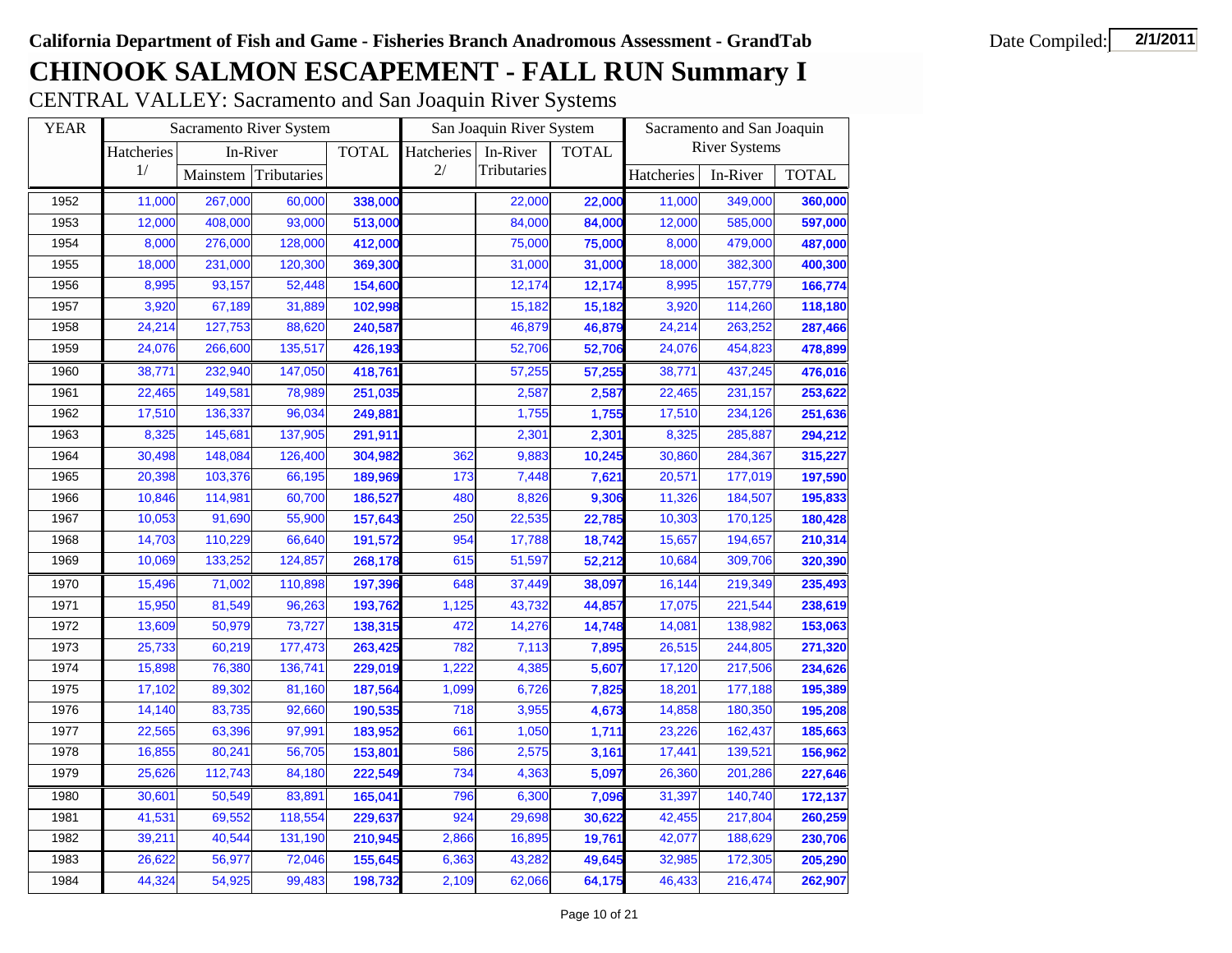**California Department of Fish and Game - Fisheries Branch Anadromous Assessment - GrandTab**

Date Compiled: **2/1/2011**

# CHINOOK SALMON ESCAPEMENT - FALL RUN Summary I

CENTRAL VALLEY: Sacramento and San Joaquin River Systems

| YEAR | Sacramento River System | | | | San Joaquin River System | | | Sacramento and San Joaquin River Systems | | |
|---|---|---|---|---|---|---|---|---|---|---|
| | Hatcheries 1/ | In-River | | TOTAL | Hatcheries 2/ | In-River Tributaries | TOTAL | | | |
| | | Mainstem | Tributaries | | | | | Hatcheries | In-River | TOTAL |
| 1952 | 11,000 | 267,000 | 60,000 | **338,000** | | 22,000 | **22,000** | 11,000 | 349,000 | **360,000** |
| 1953 | 12,000 | 408,000 | 93,000 | **513,000** | | 84,000 | **84,000** | 12,000 | 585,000 | **597,000** |
| 1954 | 8,000 | 276,000 | 128,000 | **412,000** | | 75,000 | **75,000** | 8,000 | 479,000 | **487,000** |
| 1955 | 18,000 | 231,000 | 120,300 | **369,300** | | 31,000 | **31,000** | 18,000 | 382,300 | **400,300** |
| 1956 | 8,995 | 93,157 | 52,448 | **154,600** | | 12,174 | **12,174** | 8,995 | 157,779 | **166,774** |
| 1957 | 3,920 | 67,189 | 31,889 | **102,998** | | 15,182 | **15,182** | 3,920 | 114,260 | **118,180** |
| 1958 | 24,214 | 127,753 | 88,620 | **240,587** | | 46,879 | **46,879** | 24,214 | 263,252 | **287,466** |
| 1959 | 24,076 | 266,600 | 135,517 | **426,193** | | 52,706 | **52,706** | 24,076 | 454,823 | **478,899** |
| 1960 | 38,771 | 232,940 | 147,050 | **418,761** | | 57,255 | **57,255** | 38,771 | 437,245 | **476,016** |
| 1961 | 22,465 | 149,581 | 78,989 | **251,035** | | 2,587 | **2,587** | 22,465 | 231,157 | **253,622** |
| 1962 | 17,510 | 136,337 | 96,034 | **249,881** | | 1,755 | **1,755** | 17,510 | 234,126 | **251,636** |
| 1963 | 8,325 | 145,681 | 137,905 | **291,911** | | 2,301 | **2,301** | 8,325 | 285,887 | **294,212** |
| 1964 | 30,498 | 148,084 | 126,400 | **304,982** | 362 | 9,883 | **10,245** | 30,860 | 284,367 | **315,227** |
| 1965 | 20,398 | 103,376 | 66,195 | **189,969** | 173 | 7,448 | **7,621** | 20,571 | 177,019 | **197,590** |
| 1966 | 10,846 | 114,981 | 60,700 | **186,527** | 480 | 8,826 | **9,306** | 11,326 | 184,507 | **195,833** |
| 1967 | 10,053 | 91,690 | 55,900 | **157,643** | 250 | 22,535 | **22,785** | 10,303 | 170,125 | **180,428** |
| 1968 | 14,703 | 110,229 | 66,640 | **191,572** | 954 | 17,788 | **18,742** | 15,657 | 194,657 | **210,314** |
| 1969 | 10,069 | 133,252 | 124,857 | **268,178** | 615 | 51,597 | **52,212** | 10,684 | 309,706 | **320,390** |
| 1970 | 15,496 | 71,002 | 110,898 | **197,396** | 648 | 37,449 | **38,097** | 16,144 | 219,349 | **235,493** |
| 1971 | 15,950 | 81,549 | 96,263 | **193,762** | 1,125 | 43,732 | **44,857** | 17,075 | 221,544 | **238,619** |
| 1972 | 13,609 | 50,979 | 73,727 | **138,315** | 472 | 14,276 | **14,748** | 14,081 | 138,982 | **153,063** |
| 1973 | 25,733 | 60,219 | 177,473 | **263,425** | 782 | 7,113 | **7,895** | 26,515 | 244,805 | **271,320** |
| 1974 | 15,898 | 76,380 | 136,741 | **229,019** | 1,222 | 4,385 | **5,607** | 17,120 | 217,506 | **234,626** |
| 1975 | 17,102 | 89,302 | 81,160 | **187,564** | 1,099 | 6,726 | **7,825** | 18,201 | 177,188 | **195,389** |
| 1976 | 14,140 | 83,735 | 92,660 | **190,535** | 718 | 3,955 | **4,673** | 14,858 | 180,350 | **195,208** |
| 1977 | 22,565 | 63,396 | 97,991 | **183,952** | 661 | 1,050 | **1,711** | 23,226 | 162,437 | **185,663** |
| 1978 | 16,855 | 80,241 | 56,705 | **153,801** | 586 | 2,575 | **3,161** | 17,441 | 139,521 | **156,962** |
| 1979 | 25,626 | 112,743 | 84,180 | **222,549** | 734 | 4,363 | **5,097** | 26,360 | 201,286 | **227,646** |
| 1980 | 30,601 | 50,549 | 83,891 | **165,041** | 796 | 6,300 | **7,096** | 31,397 | 140,740 | **172,137** |
| 1981 | 41,531 | 69,552 | 118,554 | **229,637** | 924 | 29,698 | **30,622** | 42,455 | 217,804 | **260,259** |
| 1982 | 39,211 | 40,544 | 131,190 | **210,945** | 2,866 | 16,895 | **19,761** | 42,077 | 188,629 | **230,706** |
| 1983 | 26,622 | 56,977 | 72,046 | **155,645** | 6,363 | 43,282 | **49,645** | 32,985 | 172,305 | **205,290** |
| 1984 | 44,324 | 54,925 | 99,483 | **198,732** | 2,109 | 62,066 | **64,175** | 46,433 | 216,474 | **262,907** |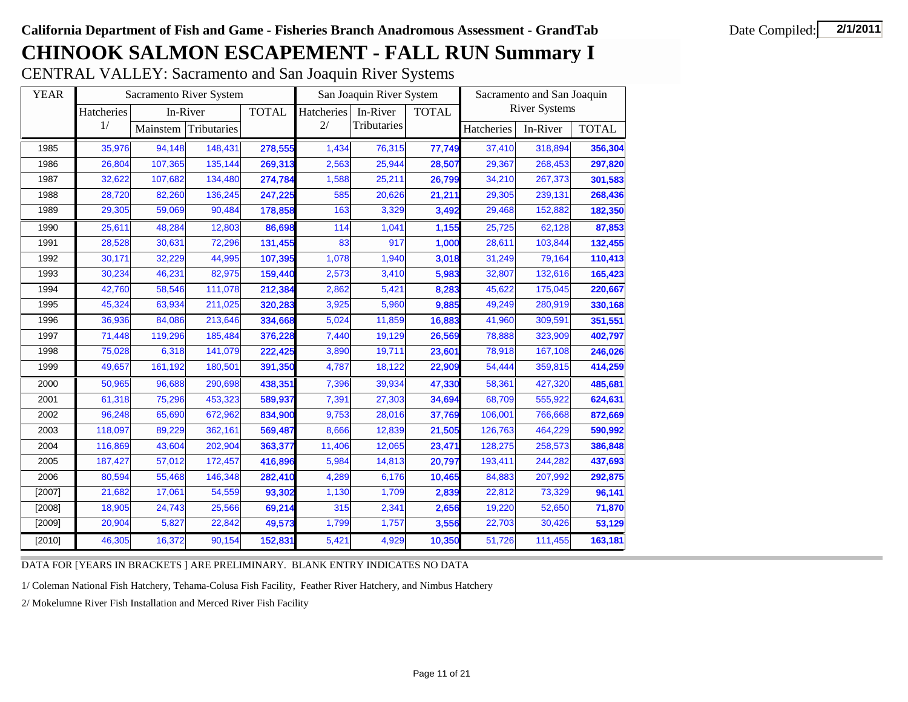**California Department of Fish and Game - Fisheries Branch Anadromous Assessment - GrandTab**

Date Compiled: **2/1/2011**

# CHINOOK SALMON ESCAPEMENT - FALL RUN Summary I

CENTRAL VALLEY: Sacramento and San Joaquin River Systems

| YEAR | Sacramento River System | | | | San Joaquin River System | | | Sacramento and San Joaquin River Systems | | |
|---|---|---|---|---|---|---|---|---|---|---|
| | Hatcheries 1/ | In-River | | TOTAL | Hatcheries 2/ | In-River | TOTAL | | | |
| | | Mainstem | Tributaries | | | Tributaries | | Hatcheries | In-River | TOTAL |
| 1985 | 35,976 | 94,148 | 148,431 | **278,555** | 1,434 | 76,315 | **77,749** | 37,410 | 318,894 | **356,304** |
| 1986 | 26,804 | 107,365 | 135,144 | **269,313** | 2,563 | 25,944 | **28,507** | 29,367 | 268,453 | **297,820** |
| 1987 | 32,622 | 107,682 | 134,480 | **274,784** | 1,588 | 25,211 | **26,799** | 34,210 | 267,373 | **301,583** |
| 1988 | 28,720 | 82,260 | 136,245 | **247,225** | 585 | 20,626 | **21,211** | 29,305 | 239,131 | **268,436** |
| 1989 | 29,305 | 59,069 | 90,484 | **178,858** | 163 | 3,329 | **3,492** | 29,468 | 152,882 | **182,350** |
| 1990 | 25,611 | 48,284 | 12,803 | **86,698** | 114 | 1,041 | **1,155** | 25,725 | 62,128 | **87,853** |
| 1991 | 28,528 | 30,631 | 72,296 | **131,455** | 83 | 917 | **1,000** | 28,611 | 103,844 | **132,455** |
| 1992 | 30,171 | 32,229 | 44,995 | **107,395** | 1,078 | 1,940 | **3,018** | 31,249 | 79,164 | **110,413** |
| 1993 | 30,234 | 46,231 | 82,975 | **159,440** | 2,573 | 3,410 | **5,983** | 32,807 | 132,616 | **165,423** |
| 1994 | 42,760 | 58,546 | 111,078 | **212,384** | 2,862 | 5,421 | **8,283** | 45,622 | 175,045 | **220,667** |
| 1995 | 45,324 | 63,934 | 211,025 | **320,283** | 3,925 | 5,960 | **9,885** | 49,249 | 280,919 | **330,168** |
| 1996 | 36,936 | 84,086 | 213,646 | **334,668** | 5,024 | 11,859 | **16,883** | 41,960 | 309,591 | **351,551** |
| 1997 | 71,448 | 119,296 | 185,484 | **376,228** | 7,440 | 19,129 | **26,569** | 78,888 | 323,909 | **402,797** |
| 1998 | 75,028 | 6,318 | 141,079 | **222,425** | 3,890 | 19,711 | **23,601** | 78,918 | 167,108 | **246,026** |
| 1999 | 49,657 | 161,192 | 180,501 | **391,350** | 4,787 | 18,122 | **22,909** | 54,444 | 359,815 | **414,259** |
| 2000 | 50,965 | 96,688 | 290,698 | **438,351** | 7,396 | 39,934 | **47,330** | 58,361 | 427,320 | **485,681** |
| 2001 | 61,318 | 75,296 | 453,323 | **589,937** | 7,391 | 27,303 | **34,694** | 68,709 | 555,922 | **624,631** |
| 2002 | 96,248 | 65,690 | 672,962 | **834,900** | 9,753 | 28,016 | **37,769** | 106,001 | 766,668 | **872,669** |
| 2003 | 118,097 | 89,229 | 362,161 | **569,487** | 8,666 | 12,839 | **21,505** | 126,763 | 464,229 | **590,992** |
| 2004 | 116,869 | 43,604 | 202,904 | **363,377** | 11,406 | 12,065 | **23,471** | 128,275 | 258,573 | **386,848** |
| 2005 | 187,427 | 57,012 | 172,457 | **416,896** | 5,984 | 14,813 | **20,797** | 193,411 | 244,282 | **437,693** |
| 2006 | 80,594 | 55,468 | 146,348 | **282,410** | 4,289 | 6,176 | **10,465** | 84,883 | 207,992 | **292,875** |
| [2007] | 21,682 | 17,061 | 54,559 | **93,302** | 1,130 | 1,709 | **2,839** | 22,812 | 73,329 | **96,141** |
| [2008] | 18,905 | 24,743 | 25,566 | **69,214** | 315 | 2,341 | **2,656** | 19,220 | 52,650 | **71,870** |
| [2009] | 20,904 | 5,827 | 22,842 | **49,573** | 1,799 | 1,757 | **3,556** | 22,703 | 30,426 | **53,129** |
| [2010] | 46,305 | 16,372 | 90,154 | **152,831** | 5,421 | 4,929 | **10,350** | 51,726 | 111,455 | **163,181** |

DATA FOR [YEARS IN BRACKETS ] ARE PRELIMINARY. BLANK ENTRY INDICATES NO DATA

1/ Coleman National Fish Hatchery, Tehama-Colusa Fish Facility, Feather River Hatchery, and Nimbus Hatchery

2/ Mokelumne River Fish Installation and Merced River Fish Facility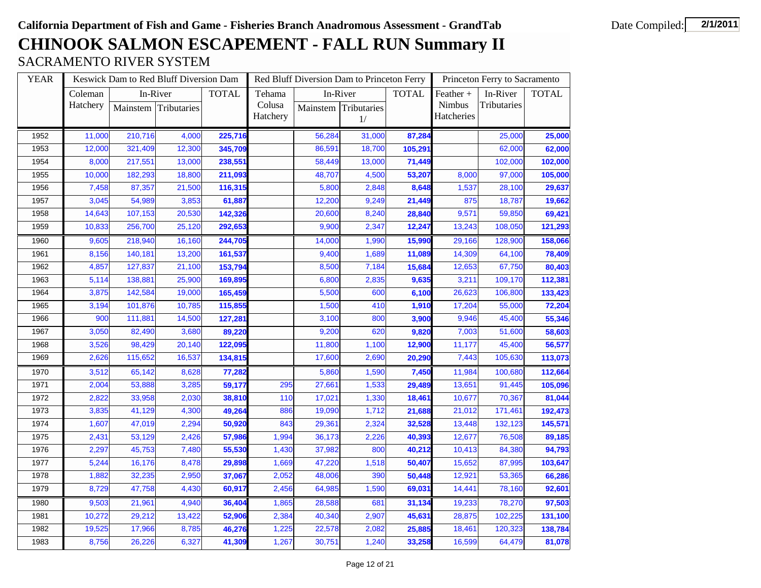**California Department of Fish and Game - Fisheries Branch Anadromous Assessment - GrandTab**

Date Compiled: 2/1/2011

# CHINOOK SALMON ESCAPEMENT - FALL RUN Summary II

## SACRAMENTO RIVER SYSTEM

| YEAR | Keswick Dam to Red Bluff Diversion Dam | | | | Red Bluff Diversion Dam to Princeton Ferry | | | | Princeton Ferry to Sacramento | | |
|---|---|---|---|---|---|---|---|---|---|---|---|
| | Coleman Hatchery | In-River | | TOTAL | Tehama Colusa Hatchery | In-River | | TOTAL | Feather + Nimbus Hatcheries | In-River Tributaries | TOTAL |
| | | Mainstem | Tributaries | | | Mainstem | Tributaries 1/ | | | | |
| 1952 | 11,000 | 210,716 | 4,000 | **225,716** | | 56,284 | 31,000 | **87,284** | | 25,000 | **25,000** |
| 1953 | 12,000 | 321,409 | 12,300 | **345,709** | | 86,591 | 18,700 | **105,291** | | 62,000 | **62,000** |
| 1954 | 8,000 | 217,551 | 13,000 | **238,551** | | 58,449 | 13,000 | **71,449** | | 102,000 | **102,000** |
| 1955 | 10,000 | 182,293 | 18,800 | **211,093** | | 48,707 | 4,500 | **53,207** | 8,000 | 97,000 | **105,000** |
| 1956 | 7,458 | 87,357 | 21,500 | **116,315** | | 5,800 | 2,848 | **8,648** | 1,537 | 28,100 | **29,637** |
| 1957 | 3,045 | 54,989 | 3,853 | **61,887** | | 12,200 | 9,249 | **21,449** | 875 | 18,787 | **19,662** |
| 1958 | 14,643 | 107,153 | 20,530 | **142,326** | | 20,600 | 8,240 | **28,840** | 9,571 | 59,850 | **69,421** |
| 1959 | 10,833 | 256,700 | 25,120 | **292,653** | | 9,900 | 2,347 | **12,247** | 13,243 | 108,050 | **121,293** |
| 1960 | 9,605 | 218,940 | 16,160 | **244,705** | | 14,000 | 1,990 | **15,990** | 29,166 | 128,900 | **158,066** |
| 1961 | 8,156 | 140,181 | 13,200 | **161,537** | | 9,400 | 1,689 | **11,089** | 14,309 | 64,100 | **78,409** |
| 1962 | 4,857 | 127,837 | 21,100 | **153,794** | | 8,500 | 7,184 | **15,684** | 12,653 | 67,750 | **80,403** |
| 1963 | 5,114 | 138,881 | 25,900 | **169,895** | | 6,800 | 2,835 | **9,635** | 3,211 | 109,170 | **112,381** |
| 1964 | 3,875 | 142,584 | 19,000 | **165,459** | | 5,500 | 600 | **6,100** | 26,623 | 106,800 | **133,423** |
| 1965 | 3,194 | 101,876 | 10,785 | **115,855** | | 1,500 | 410 | **1,910** | 17,204 | 55,000 | **72,204** |
| 1966 | 900 | 111,881 | 14,500 | **127,281** | | 3,100 | 800 | **3,900** | 9,946 | 45,400 | **55,346** |
| 1967 | 3,050 | 82,490 | 3,680 | **89,220** | | 9,200 | 620 | **9,820** | 7,003 | 51,600 | **58,603** |
| 1968 | 3,526 | 98,429 | 20,140 | **122,095** | | 11,800 | 1,100 | **12,900** | 11,177 | 45,400 | **56,577** |
| 1969 | 2,626 | 115,652 | 16,537 | **134,815** | | 17,600 | 2,690 | **20,290** | 7,443 | 105,630 | **113,073** |
| 1970 | 3,512 | 65,142 | 8,628 | **77,282** | | 5,860 | 1,590 | **7,450** | 11,984 | 100,680 | **112,664** |
| 1971 | 2,004 | 53,888 | 3,285 | **59,177** | 295 | 27,661 | 1,533 | **29,489** | 13,651 | 91,445 | **105,096** |
| 1972 | 2,822 | 33,958 | 2,030 | **38,810** | 110 | 17,021 | 1,330 | **18,461** | 10,677 | 70,367 | **81,044** |
| 1973 | 3,835 | 41,129 | 4,300 | **49,264** | 886 | 19,090 | 1,712 | **21,688** | 21,012 | 171,461 | **192,473** |
| 1974 | 1,607 | 47,019 | 2,294 | **50,920** | 843 | 29,361 | 2,324 | **32,528** | 13,448 | 132,123 | **145,571** |
| 1975 | 2,431 | 53,129 | 2,426 | **57,986** | 1,994 | 36,173 | 2,226 | **40,393** | 12,677 | 76,508 | **89,185** |
| 1976 | 2,297 | 45,753 | 7,480 | **55,530** | 1,430 | 37,982 | 800 | **40,212** | 10,413 | 84,380 | **94,793** |
| 1977 | 5,244 | 16,176 | 8,478 | **29,898** | 1,669 | 47,220 | 1,518 | **50,407** | 15,652 | 87,995 | **103,647** |
| 1978 | 1,882 | 32,235 | 2,950 | **37,067** | 2,052 | 48,006 | 390 | **50,448** | 12,921 | 53,365 | **66,286** |
| 1979 | 8,729 | 47,758 | 4,430 | **60,917** | 2,456 | 64,985 | 1,590 | **69,031** | 14,441 | 78,160 | **92,601** |
| 1980 | 9,503 | 21,961 | 4,940 | **36,404** | 1,865 | 28,588 | 681 | **31,134** | 19,233 | 78,270 | **97,503** |
| 1981 | 10,272 | 29,212 | 13,422 | **52,906** | 2,384 | 40,340 | 2,907 | **45,631** | 28,875 | 102,225 | **131,100** |
| 1982 | 19,525 | 17,966 | 8,785 | **46,276** | 1,225 | 22,578 | 2,082 | **25,885** | 18,461 | 120,323 | **138,784** |
| 1983 | 8,756 | 26,226 | 6,327 | **41,309** | 1,267 | 30,751 | 1,240 | **33,258** | 16,599 | 64,479 | **81,078** |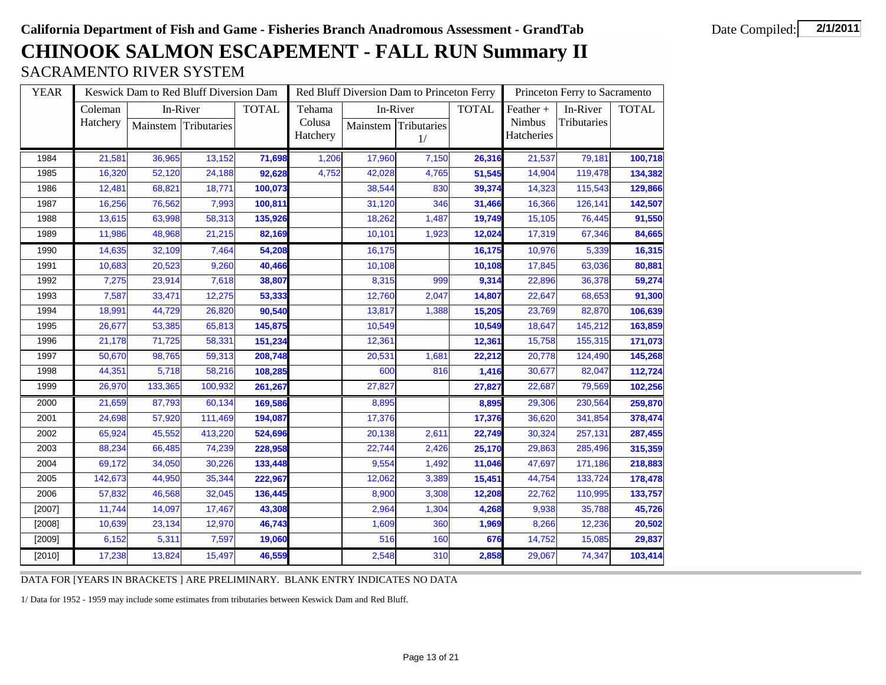**California Department of Fish and Game - Fisheries Branch Anadromous Assessment - GrandTab**

Date Compiled: 2/1/2011

# CHINOOK SALMON ESCAPEMENT - FALL RUN Summary II

## SACRAMENTO RIVER SYSTEM

| YEAR | Keswick Dam to Red Bluff Diversion Dam | | | | Red Bluff Diversion Dam to Princeton Ferry | | | | Princeton Ferry to Sacramento | | |
|---|---|---|---|---|---|---|---|---|---|---|---|
| | Coleman Hatchery | In-River Mainstem | In-River Tributaries | TOTAL | Tehama Colusa Hatchery | In-River Mainstem | In-River Tributaries 1/ | TOTAL | Feather + Nimbus Hatcheries | In-River Tributaries | TOTAL |
| 1984 | 21,581 | 36,965 | 13,152 | **71,698** | 1,206 | 17,960 | 7,150 | **26,316** | 21,537 | 79,181 | **100,718** |
| 1985 | 16,320 | 52,120 | 24,188 | **92,628** | 4,752 | 42,028 | 4,765 | **51,545** | 14,904 | 119,478 | **134,382** |
| 1986 | 12,481 | 68,821 | 18,771 | **100,073** | | 38,544 | 830 | **39,374** | 14,323 | 115,543 | **129,866** |
| 1987 | 16,256 | 76,562 | 7,993 | **100,811** | | 31,120 | 346 | **31,466** | 16,366 | 126,141 | **142,507** |
| 1988 | 13,615 | 63,998 | 58,313 | **135,926** | | 18,262 | 1,487 | **19,749** | 15,105 | 76,445 | **91,550** |
| 1989 | 11,986 | 48,968 | 21,215 | **82,169** | | 10,101 | 1,923 | **12,024** | 17,319 | 67,346 | **84,665** |
| 1990 | 14,635 | 32,109 | 7,464 | **54,208** | | 16,175 | | **16,175** | 10,976 | 5,339 | **16,315** |
| 1991 | 10,683 | 20,523 | 9,260 | **40,466** | | 10,108 | | **10,108** | 17,845 | 63,036 | **80,881** |
| 1992 | 7,275 | 23,914 | 7,618 | **38,807** | | 8,315 | 999 | **9,314** | 22,896 | 36,378 | **59,274** |
| 1993 | 7,587 | 33,471 | 12,275 | **53,333** | | 12,760 | 2,047 | **14,807** | 22,647 | 68,653 | **91,300** |
| 1994 | 18,991 | 44,729 | 26,820 | **90,540** | | 13,817 | 1,388 | **15,205** | 23,769 | 82,870 | **106,639** |
| 1995 | 26,677 | 53,385 | 65,813 | **145,875** | | 10,549 | | **10,549** | 18,647 | 145,212 | **163,859** |
| 1996 | 21,178 | 71,725 | 58,331 | **151,234** | | 12,361 | | **12,361** | 15,758 | 155,315 | **171,073** |
| 1997 | 50,670 | 98,765 | 59,313 | **208,748** | | 20,531 | 1,681 | **22,212** | 20,778 | 124,490 | **145,268** |
| 1998 | 44,351 | 5,718 | 58,216 | **108,285** | | 600 | 816 | **1,416** | 30,677 | 82,047 | **112,724** |
| 1999 | 26,970 | 133,365 | 100,932 | **261,267** | | 27,827 | | **27,827** | 22,687 | 79,569 | **102,256** |
| 2000 | 21,659 | 87,793 | 60,134 | **169,586** | | 8,895 | | **8,895** | 29,306 | 230,564 | **259,870** |
| 2001 | 24,698 | 57,920 | 111,469 | **194,087** | | 17,376 | | **17,376** | 36,620 | 341,854 | **378,474** |
| 2002 | 65,924 | 45,552 | 413,220 | **524,696** | | 20,138 | 2,611 | **22,749** | 30,324 | 257,131 | **287,455** |
| 2003 | 88,234 | 66,485 | 74,239 | **228,958** | | 22,744 | 2,426 | **25,170** | 29,863 | 285,496 | **315,359** |
| 2004 | 69,172 | 34,050 | 30,226 | **133,448** | | 9,554 | 1,492 | **11,046** | 47,697 | 171,186 | **218,883** |
| 2005 | 142,673 | 44,950 | 35,344 | **222,967** | | 12,062 | 3,389 | **15,451** | 44,754 | 133,724 | **178,478** |
| 2006 | 57,832 | 46,568 | 32,045 | **136,445** | | 8,900 | 3,308 | **12,208** | 22,762 | 110,995 | **133,757** |
| [2007] | 11,744 | 14,097 | 17,467 | **43,308** | | 2,964 | 1,304 | **4,268** | 9,938 | 35,788 | **45,726** |
| [2008] | 10,639 | 23,134 | 12,970 | **46,743** | | 1,609 | 360 | **1,969** | 8,266 | 12,236 | **20,502** |
| [2009] | 6,152 | 5,311 | 7,597 | **19,060** | | 516 | 160 | **676** | 14,752 | 15,085 | **29,837** |
| [2010] | 17,238 | 13,824 | 15,497 | **46,559** | | 2,548 | 310 | **2,858** | 29,067 | 74,347 | **103,414** |

DATA FOR [YEARS IN BRACKETS ] ARE PRELIMINARY. BLANK ENTRY INDICATES NO DATA

1/ Data for 1952 - 1959 may include some estimates from tributaries between Keswick Dam and Red Bluff.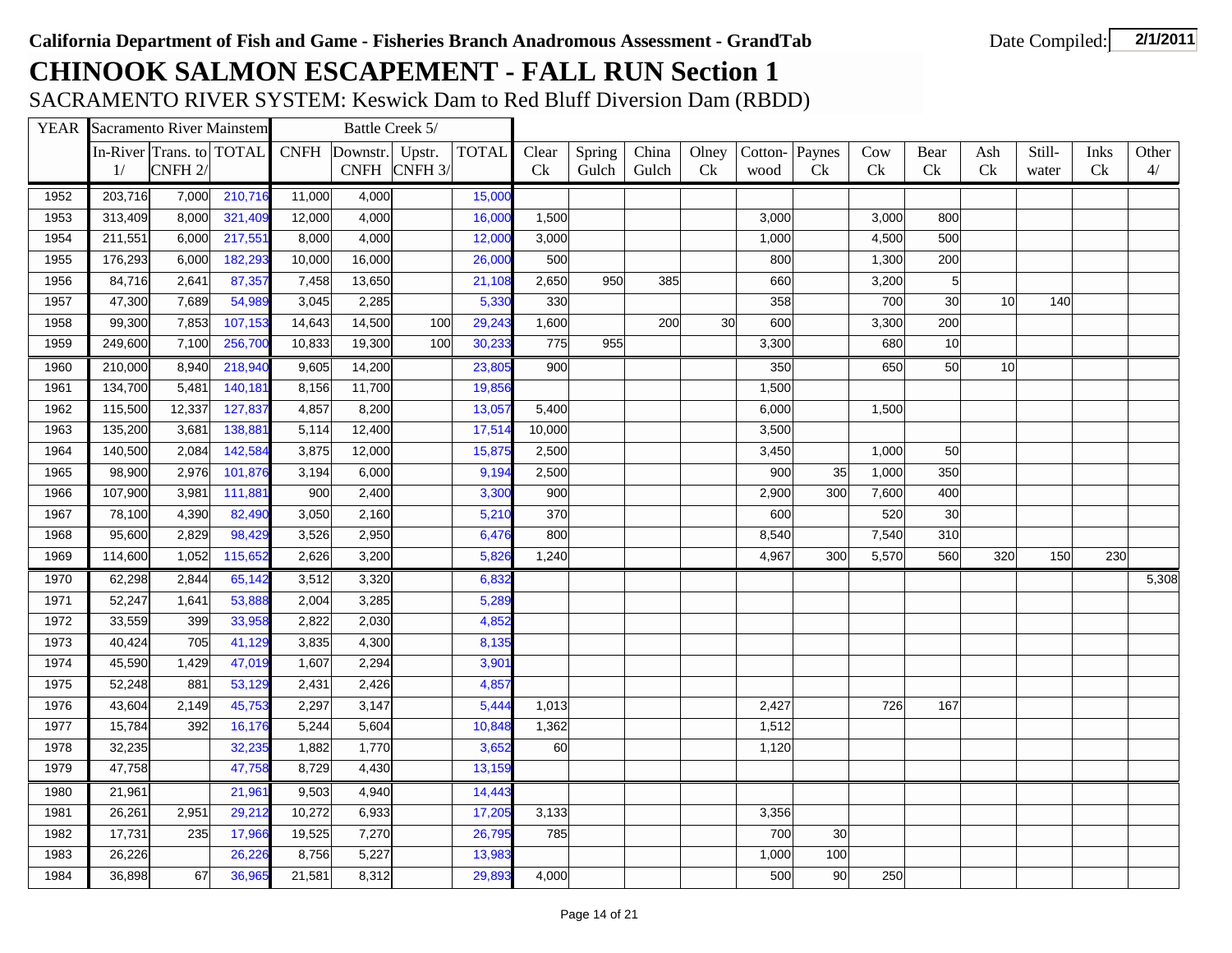**California Department of Fish and Game - Fisheries Branch Anadromous Assessment - GrandTab**

Date Compiled: **2/1/2011**

# CHINOOK SALMON ESCAPEMENT - FALL RUN Section 1

## SACRAMENTO RIVER SYSTEM: Keswick Dam to Red Bluff Diversion Dam (RBDD)

| YEAR | Sacramento River Mainstem | | | Battle Creek 5/ | | | | | | | | | | | | | | | |
|---|---|---|---|---|---|---|---|---|---|---|---|---|---|---|---|---|---|---|---|
| | In-River 1/ | Trans. to CNFH 2/ | TOTAL | CNFH | Downstr. CNFH | Upstr. CNFH 3/ | TOTAL | Clear Ck | Spring Gulch | China Gulch | Olney Ck | Cotton-wood | Paynes Ck | Cow Ck | Bear Ck | Ash Ck | Still-water | Inks Ck | Other 4/ |
| 1952 | 203,716 | 7,000 | 210,716 | 11,000 | 4,000 | | 15,000 | | | | | | | | | | | | |
| 1953 | 313,409 | 8,000 | 321,409 | 12,000 | 4,000 | | 16,000 | 1,500 | | | | 3,000 | | 3,000 | 800 | | | | |
| 1954 | 211,551 | 6,000 | 217,551 | 8,000 | 4,000 | | 12,000 | 3,000 | | | | 1,000 | | 4,500 | 500 | | | | |
| 1955 | 176,293 | 6,000 | 182,293 | 10,000 | 16,000 | | 26,000 | 500 | | | | 800 | | 1,300 | 200 | | | | |
| 1956 | 84,716 | 2,641 | 87,357 | 7,458 | 13,650 | | 21,108 | 2,650 | 950 | 385 | | 660 | | 3,200 | 5 | | | | |
| 1957 | 47,300 | 7,689 | 54,989 | 3,045 | 2,285 | | 5,330 | 330 | | | | 358 | | 700 | 30 | 10 | 140 | | |
| 1958 | 99,300 | 7,853 | 107,153 | 14,643 | 14,500 | 100 | 29,243 | 1,600 | | 200 | 30 | 600 | | 3,300 | 200 | | | | |
| 1959 | 249,600 | 7,100 | 256,700 | 10,833 | 19,300 | 100 | 30,233 | 775 | 955 | | | 3,300 | | 680 | 10 | | | | |
| 1960 | 210,000 | 8,940 | 218,940 | 9,605 | 14,200 | | 23,805 | 900 | | | | 350 | | 650 | 50 | 10 | | | |
| 1961 | 134,700 | 5,481 | 140,181 | 8,156 | 11,700 | | 19,856 | | | | | 1,500 | | | | | | | |
| 1962 | 115,500 | 12,337 | 127,837 | 4,857 | 8,200 | | 13,057 | 5,400 | | | | 6,000 | | 1,500 | | | | | |
| 1963 | 135,200 | 3,681 | 138,881 | 5,114 | 12,400 | | 17,514 | 10,000 | | | | 3,500 | | | | | | | |
| 1964 | 140,500 | 2,084 | 142,584 | 3,875 | 12,000 | | 15,875 | 2,500 | | | | 3,450 | | 1,000 | 50 | | | | |
| 1965 | 98,900 | 2,976 | 101,876 | 3,194 | 6,000 | | 9,194 | 2,500 | | | | 900 | 35 | 1,000 | 350 | | | | |
| 1966 | 107,900 | 3,981 | 111,881 | 900 | 2,400 | | 3,300 | 900 | | | | 2,900 | 300 | 7,600 | 400 | | | | |
| 1967 | 78,100 | 4,390 | 82,490 | 3,050 | 2,160 | | 5,210 | 370 | | | | 600 | | 520 | 30 | | | | |
| 1968 | 95,600 | 2,829 | 98,429 | 3,526 | 2,950 | | 6,476 | 800 | | | | 8,540 | | 7,540 | 310 | | | | |
| 1969 | 114,600 | 1,052 | 115,652 | 2,626 | 3,200 | | 5,826 | 1,240 | | | | 4,967 | 300 | 5,570 | 560 | 320 | 150 | 230 | |
| 1970 | 62,298 | 2,844 | 65,142 | 3,512 | 3,320 | | 6,832 | | | | | | | | | | | | 5,308 |
| 1971 | 52,247 | 1,641 | 53,888 | 2,004 | 3,285 | | 5,289 | | | | | | | | | | | | |
| 1972 | 33,559 | 399 | 33,958 | 2,822 | 2,030 | | 4,852 | | | | | | | | | | | | |
| 1973 | 40,424 | 705 | 41,129 | 3,835 | 4,300 | | 8,135 | | | | | | | | | | | | |
| 1974 | 45,590 | 1,429 | 47,019 | 1,607 | 2,294 | | 3,901 | | | | | | | | | | | | |
| 1975 | 52,248 | 881 | 53,129 | 2,431 | 2,426 | | 4,857 | | | | | | | | | | | | |
| 1976 | 43,604 | 2,149 | 45,753 | 2,297 | 3,147 | | 5,444 | 1,013 | | | | 2,427 | | 726 | 167 | | | | |
| 1977 | 15,784 | 392 | 16,176 | 5,244 | 5,604 | | 10,848 | 1,362 | | | | 1,512 | | | | | | | |
| 1978 | 32,235 | | 32,235 | 1,882 | 1,770 | | 3,652 | 60 | | | | 1,120 | | | | | | | |
| 1979 | 47,758 | | 47,758 | 8,729 | 4,430 | | 13,159 | | | | | | | | | | | | |
| 1980 | 21,961 | | 21,961 | 9,503 | 4,940 | | 14,443 | | | | | | | | | | | | |
| 1981 | 26,261 | 2,951 | 29,212 | 10,272 | 6,933 | | 17,205 | 3,133 | | | | 3,356 | | | | | | | |
| 1982 | 17,731 | 235 | 17,966 | 19,525 | 7,270 | | 26,795 | 785 | | | | 700 | 30 | | | | | | |
| 1983 | 26,226 | | 26,226 | 8,756 | 5,227 | | 13,983 | | | | | 1,000 | 100 | | | | | | |
| 1984 | 36,898 | 67 | 36,965 | 21,581 | 8,312 | | 29,893 | 4,000 | | | | 500 | 90 | 250 | | | | | |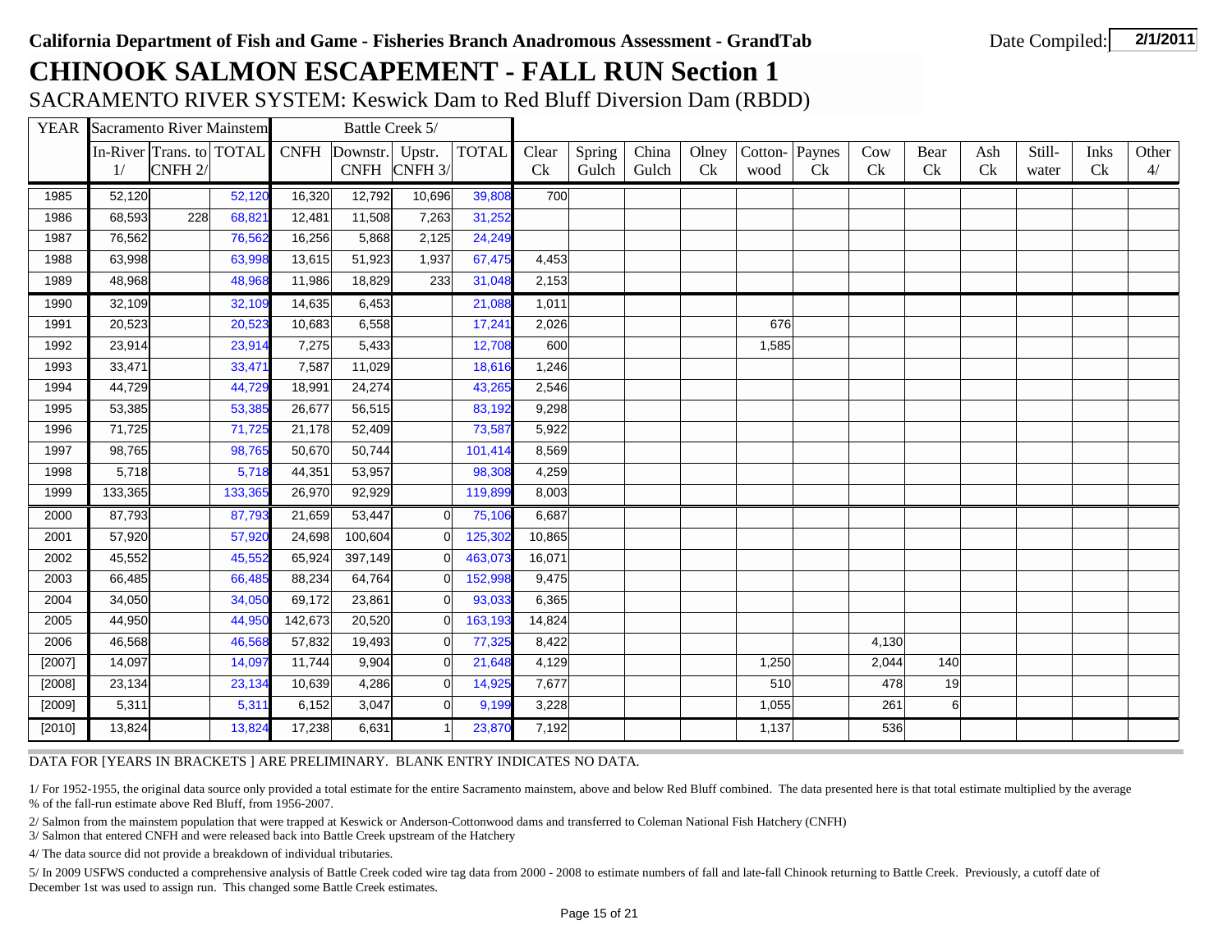**California Department of Fish and Game - Fisheries Branch Anadromous Assessment - GrandTab** Date Compiled: **2/1/2011**

# CHINOOK SALMON ESCAPEMENT - FALL RUN Section 1

## SACRAMENTO RIVER SYSTEM: Keswick Dam to Red Bluff Diversion Dam (RBDD)

| YEAR | Sacramento River Mainstem | | | Battle Creek 5/ | | | | | | | | | | | | | | | | |
|---|---|---|---|---|---|---|---|---|---|---|---|---|---|---|---|---|---|---|---|
| | In-River 1/ | Trans. to CNFH 2/ | TOTAL | CNFH | Downstr. CNFH | Upstr. CNFH 3/ | TOTAL | Clear Ck | Spring Gulch | China Gulch | Olney Ck | Cotton-wood | Paynes Ck | Cow Ck | Bear Ck | Ash Ck | Still-water | Inks Ck | Other 4/ |
| 1985 | 52,120 | | 52,120 | 16,320 | 12,792 | 10,696 | 39,808 | 700 | | | | | | | | | | | |
| 1986 | 68,593 | 228 | 68,821 | 12,481 | 11,508 | 7,263 | 31,252 | | | | | | | | | | | | |
| 1987 | 76,562 | | 76,562 | 16,256 | 5,868 | 2,125 | 24,249 | | | | | | | | | | | | |
| 1988 | 63,998 | | 63,998 | 13,615 | 51,923 | 1,937 | 67,475 | 4,453 | | | | | | | | | | | |
| 1989 | 48,968 | | 48,968 | 11,986 | 18,829 | 233 | 31,048 | 2,153 | | | | | | | | | | | |
| 1990 | 32,109 | | 32,109 | 14,635 | 6,453 | | 21,088 | 1,011 | | | | | | | | | | | |
| 1991 | 20,523 | | 20,523 | 10,683 | 6,558 | | 17,241 | 2,026 | | | | 676 | | | | | | | |
| 1992 | 23,914 | | 23,914 | 7,275 | 5,433 | | 12,708 | 600 | | | | 1,585 | | | | | | | |
| 1993 | 33,471 | | 33,471 | 7,587 | 11,029 | | 18,616 | 1,246 | | | | | | | | | | | |
| 1994 | 44,729 | | 44,729 | 18,991 | 24,274 | | 43,265 | 2,546 | | | | | | | | | | | |
| 1995 | 53,385 | | 53,385 | 26,677 | 56,515 | | 83,192 | 9,298 | | | | | | | | | | | |
| 1996 | 71,725 | | 71,725 | 21,178 | 52,409 | | 73,587 | 5,922 | | | | | | | | | | | |
| 1997 | 98,765 | | 98,765 | 50,670 | 50,744 | | 101,414 | 8,569 | | | | | | | | | | | |
| 1998 | 5,718 | | 5,718 | 44,351 | 53,957 | | 98,308 | 4,259 | | | | | | | | | | | |
| 1999 | 133,365 | | 133,365 | 26,970 | 92,929 | | 119,899 | 8,003 | | | | | | | | | | | |
| 2000 | 87,793 | | 87,793 | 21,659 | 53,447 | 0 | 75,106 | 6,687 | | | | | | | | | | | |
| 2001 | 57,920 | | 57,920 | 24,698 | 100,604 | 0 | 125,302 | 10,865 | | | | | | | | | | | |
| 2002 | 45,552 | | 45,552 | 65,924 | 397,149 | 0 | 463,073 | 16,071 | | | | | | | | | | | |
| 2003 | 66,485 | | 66,485 | 88,234 | 64,764 | 0 | 152,998 | 9,475 | | | | | | | | | | | |
| 2004 | 34,050 | | 34,050 | 69,172 | 23,861 | 0 | 93,033 | 6,365 | | | | | | | | | | | |
| 2005 | 44,950 | | 44,950 | 142,673 | 20,520 | 0 | 163,193 | 14,824 | | | | | | | | | | | |
| 2006 | 46,568 | | 46,568 | 57,832 | 19,493 | 0 | 77,325 | 8,422 | | | | | | 4,130 | | | | | |
| [2007] | 14,097 | | 14,097 | 11,744 | 9,904 | 0 | 21,648 | 4,129 | | | | 1,250 | | 2,044 | 140 | | | | |
| [2008] | 23,134 | | 23,134 | 10,639 | 4,286 | 0 | 14,925 | 7,677 | | | | 510 | | 478 | 19 | | | | |
| [2009] | 5,311 | | 5,311 | 6,152 | 3,047 | 0 | 9,199 | 3,228 | | | | 1,055 | | 261 | 6 | | | | |
| [2010] | 13,824 | | 13,824 | 17,238 | 6,631 | 1 | 23,870 | 7,192 | | | | 1,137 | | 536 | | | | | |

DATA FOR [YEARS IN BRACKETS ] ARE PRELIMINARY. BLANK ENTRY INDICATES NO DATA.

1/ For 1952-1955, the original data source only provided a total estimate for the entire Sacramento mainstem, above and below Red Bluff combined. The data presented here is that total estimate multiplied by the average % of the fall-run estimate above Red Bluff, from 1956-2007.

2/ Salmon from the mainstem population that were trapped at Keswick or Anderson-Cottonwood dams and transferred to Coleman National Fish Hatchery (CNFH)

3/ Salmon that entered CNFH and were released back into Battle Creek upstream of the Hatchery

4/ The data source did not provide a breakdown of individual tributaries.

5/ In 2009 USFWS conducted a comprehensive analysis of Battle Creek coded wire tag data from 2000 - 2008 to estimate numbers of fall and late-fall Chinook returning to Battle Creek. Previously, a cutoff date of December 1st was used to assign run. This changed some Battle Creek estimates.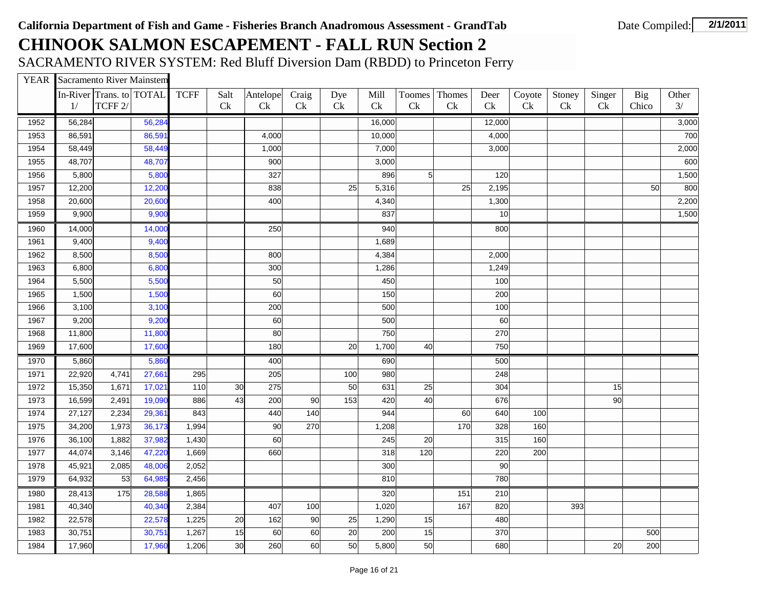**California Department of Fish and Game - Fisheries Branch Anadromous Assessment - GrandTab**

Date Compiled: **2/1/2011**

# CHINOOK SALMON ESCAPEMENT - FALL RUN Section 2

SACRAMENTO RIVER SYSTEM: Red Bluff Diversion Dam (RBDD) to Princeton Ferry

| YEAR | Sacramento River Mainstem | | | | | | | | | | | | | | | | |
|---|---|---|---|---|---|---|---|---|---|---|---|---|---|---|---|---|---|
| | In-River 1/ | Trans. to TCFF 2/ | TOTAL | TCFF | Salt Ck | Antelope Ck | Craig Ck | Dye Ck | Mill Ck | Toomes Ck | Thomes Ck | Deer Ck | Coyote Ck | Stoney Ck | Singer Ck | Big Chico | Other 3/ |
| 1952 | 56,284 | | 56,284 | | | | | | 16,000 | | | 12,000 | | | | | 3,000 |
| 1953 | 86,591 | | 86,591 | | | 4,000 | | | 10,000 | | | 4,000 | | | | | 700 |
| 1954 | 58,449 | | 58,449 | | | 1,000 | | | 7,000 | | | 3,000 | | | | | 2,000 |
| 1955 | 48,707 | | 48,707 | | | 900 | | | 3,000 | | | | | | | | 600 |
| 1956 | 5,800 | | 5,800 | | | 327 | | | 896 | 5 | | 120 | | | | | 1,500 |
| 1957 | 12,200 | | 12,200 | | | 838 | | 25 | 5,316 | | 25 | 2,195 | | | | 50 | 800 |
| 1958 | 20,600 | | 20,600 | | | 400 | | | 4,340 | | | 1,300 | | | | | 2,200 |
| 1959 | 9,900 | | 9,900 | | | | | | 837 | | | 10 | | | | | 1,500 |
| 1960 | 14,000 | | 14,000 | | | 250 | | | 940 | | | 800 | | | | | |
| 1961 | 9,400 | | 9,400 | | | | | | 1,689 | | | | | | | | |
| 1962 | 8,500 | | 8,500 | | | 800 | | | 4,384 | | | 2,000 | | | | | |
| 1963 | 6,800 | | 6,800 | | | 300 | | | 1,286 | | | 1,249 | | | | | |
| 1964 | 5,500 | | 5,500 | | | 50 | | | 450 | | | 100 | | | | | |
| 1965 | 1,500 | | 1,500 | | | 60 | | | 150 | | | 200 | | | | | |
| 1966 | 3,100 | | 3,100 | | | 200 | | | 500 | | | 100 | | | | | |
| 1967 | 9,200 | | 9,200 | | | 60 | | | 500 | | | 60 | | | | | |
| 1968 | 11,800 | | 11,800 | | | 80 | | | 750 | | | 270 | | | | | |
| 1969 | 17,600 | | 17,600 | | | 180 | | 20 | 1,700 | 40 | | 750 | | | | | |
| 1970 | 5,860 | | 5,860 | | | 400 | | | 690 | | | 500 | | | | | |
| 1971 | 22,920 | 4,741 | 27,661 | 295 | | 205 | | 100 | 980 | | | 248 | | | | | |
| 1972 | 15,350 | 1,671 | 17,021 | 110 | 30 | 275 | | 50 | 631 | 25 | | 304 | | | 15 | | |
| 1973 | 16,599 | 2,491 | 19,090 | 886 | 43 | 200 | 90 | 153 | 420 | 40 | | 676 | | | 90 | | |
| 1974 | 27,127 | 2,234 | 29,361 | 843 | | 440 | 140 | | 944 | | 60 | 640 | 100 | | | | |
| 1975 | 34,200 | 1,973 | 36,173 | 1,994 | | 90 | 270 | | 1,208 | | 170 | 328 | 160 | | | | |
| 1976 | 36,100 | 1,882 | 37,982 | 1,430 | | 60 | | | 245 | 20 | | 315 | 160 | | | | |
| 1977 | 44,074 | 3,146 | 47,220 | 1,669 | | 660 | | | 318 | 120 | | 220 | 200 | | | | |
| 1978 | 45,921 | 2,085 | 48,006 | 2,052 | | | | | 300 | | | 90 | | | | | |
| 1979 | 64,932 | 53 | 64,985 | 2,456 | | | | | 810 | | | 780 | | | | | |
| 1980 | 28,413 | 175 | 28,588 | 1,865 | | | | | 320 | | 151 | 210 | | | | | |
| 1981 | 40,340 | | 40,340 | 2,384 | | 407 | 100 | | 1,020 | | 167 | 820 | | 393 | | | |
| 1982 | 22,578 | | 22,578 | 1,225 | 20 | 162 | 90 | 25 | 1,290 | 15 | | 480 | | | | | |
| 1983 | 30,751 | | 30,751 | 1,267 | 15 | 60 | 60 | 20 | 200 | 15 | | 370 | | | | 500 | |
| 1984 | 17,960 | | 17,960 | 1,206 | 30 | 260 | 60 | 50 | 5,800 | 50 | | 680 | | | 20 | 200 | |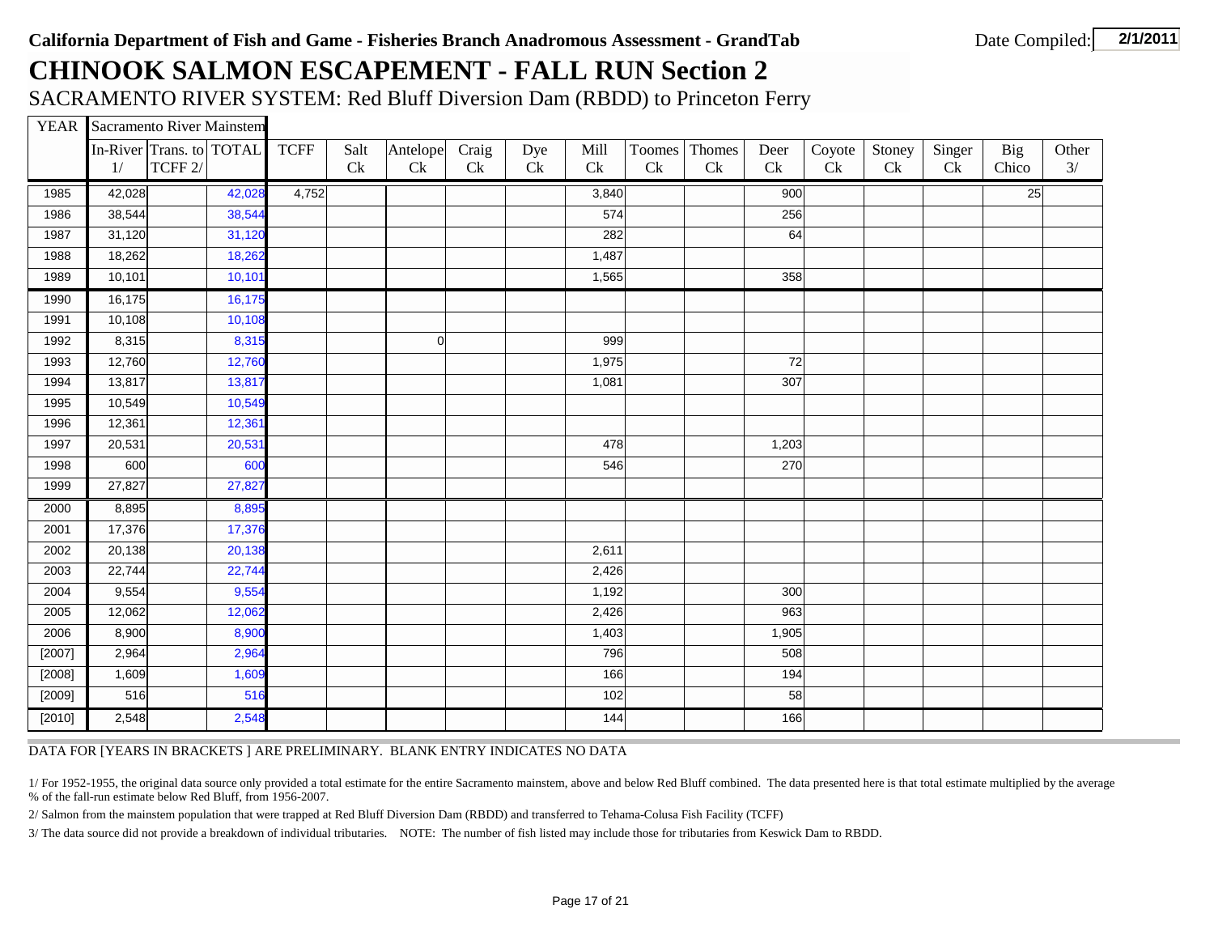**California Department of Fish and Game - Fisheries Branch Anadromous Assessment - GrandTab**

Date Compiled: **2/1/2011**

# CHINOOK SALMON ESCAPEMENT - FALL RUN Section 2

## SACRAMENTO RIVER SYSTEM: Red Bluff Diversion Dam (RBDD) to Princeton Ferry

| YEAR | Sacramento River Mainstem | | | TCFF | Salt Ck | Antelope Ck | Craig Ck | Dye Ck | Mill Ck | Toomes Ck | Thomes Ck | Deer Ck | Coyote Ck | Stoney Ck | Singer Ck | Big Chico | Other 3/ |
|---|---|---|---|---|---|---|---|---|---|---|---|---|---|---|---|---|---|
| | In-River 1/ | Trans. to TCFF 2/ | TOTAL | | | | | | | | | | | | | | |
| 1985 | 42,028 | | 42,028 | 4,752 | | | | | 3,840 | | | 900 | | | | 25 | |
| 1986 | 38,544 | | 38,544 | | | | | | 574 | | | 256 | | | | | |
| 1987 | 31,120 | | 31,120 | | | | | | 282 | | | 64 | | | | | |
| 1988 | 18,262 | | 18,262 | | | | | | 1,487 | | | | | | | | |
| 1989 | 10,101 | | 10,101 | | | | | | 1,565 | | | 358 | | | | | |
| 1990 | 16,175 | | 16,175 | | | | | | | | | | | | | | |
| 1991 | 10,108 | | 10,108 | | | | | | | | | | | | | | |
| 1992 | 8,315 | | 8,315 | | | 0 | | | 999 | | | | | | | | |
| 1993 | 12,760 | | 12,760 | | | | | | 1,975 | | | 72 | | | | | |
| 1994 | 13,817 | | 13,817 | | | | | | 1,081 | | | 307 | | | | | |
| 1995 | 10,549 | | 10,549 | | | | | | | | | | | | | | |
| 1996 | 12,361 | | 12,361 | | | | | | | | | | | | | | |
| 1997 | 20,531 | | 20,531 | | | | | | 478 | | | 1,203 | | | | | |
| 1998 | 600 | | 600 | | | | | | 546 | | | 270 | | | | | |
| 1999 | 27,827 | | 27,827 | | | | | | | | | | | | | | |
| 2000 | 8,895 | | 8,895 | | | | | | | | | | | | | | |
| 2001 | 17,376 | | 17,376 | | | | | | | | | | | | | | |
| 2002 | 20,138 | | 20,138 | | | | | | 2,611 | | | | | | | | |
| 2003 | 22,744 | | 22,744 | | | | | | 2,426 | | | | | | | | |
| 2004 | 9,554 | | 9,554 | | | | | | 1,192 | | | 300 | | | | | |
| 2005 | 12,062 | | 12,062 | | | | | | 2,426 | | | 963 | | | | | |
| 2006 | 8,900 | | 8,900 | | | | | | 1,403 | | | 1,905 | | | | | |
| [2007] | 2,964 | | 2,964 | | | | | | 796 | | | 508 | | | | | |
| [2008] | 1,609 | | 1,609 | | | | | | 166 | | | 194 | | | | | |
| [2009] | 516 | | 516 | | | | | | 102 | | | 58 | | | | | |
| [2010] | 2,548 | | 2,548 | | | | | | 144 | | | 166 | | | | | |

DATA FOR [YEARS IN BRACKETS ] ARE PRELIMINARY. BLANK ENTRY INDICATES NO DATA

1/ For 1952-1955, the original data source only provided a total estimate for the entire Sacramento mainstem, above and below Red Bluff combined. The data presented here is that total estimate multiplied by the average % of the fall-run estimate below Red Bluff, from 1956-2007.

2/ Salmon from the mainstem population that were trapped at Red Bluff Diversion Dam (RBDD) and transferred to Tehama-Colusa Fish Facility (TCFF)

3/ The data source did not provide a breakdown of individual tributaries. NOTE: The number of fish listed may include those for tributaries from Keswick Dam to RBDD.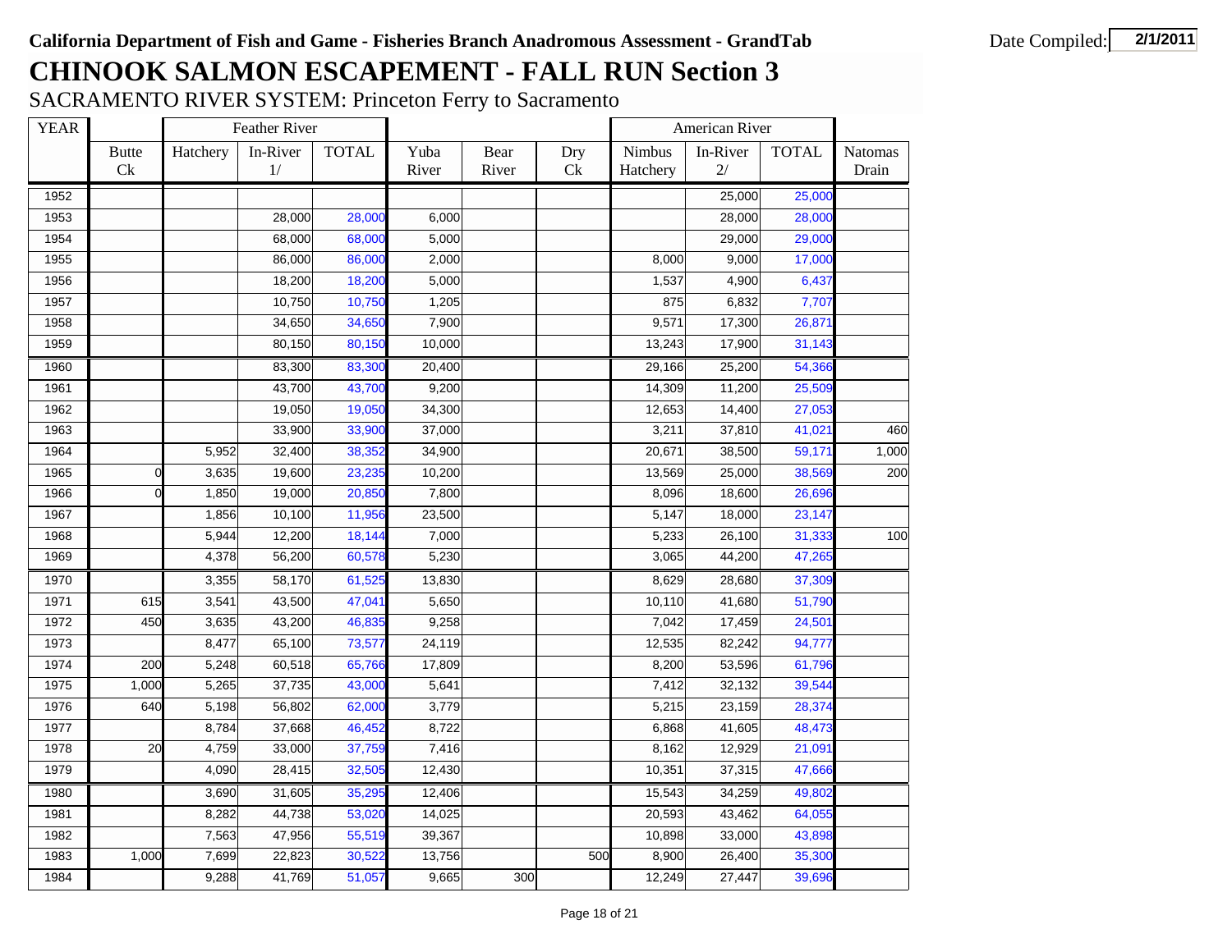**California Department of Fish and Game - Fisheries Branch Anadromous Assessment - GrandTab**

Date Compiled: **2/1/2011**

# CHINOOK SALMON ESCAPEMENT - FALL RUN Section 3

## SACRAMENTO RIVER SYSTEM: Princeton Ferry to Sacramento

| YEAR | | Feather River | | | | | | American River | | | |
|---|---|---|---|---|---|---|---|---|---|---|---|
| | Butte Ck | Hatchery | In-River 1/ | TOTAL | Yuba River | Bear River | Dry Ck | Nimbus Hatchery | In-River 2/ | TOTAL | Natomas Drain |
| 1952 | | | | | | | | | 25,000 | 25,000 | |
| 1953 | | | 28,000 | 28,000 | 6,000 | | | | 28,000 | 28,000 | |
| 1954 | | | 68,000 | 68,000 | 5,000 | | | | 29,000 | 29,000 | |
| 1955 | | | 86,000 | 86,000 | 2,000 | | | 8,000 | 9,000 | 17,000 | |
| 1956 | | | 18,200 | 18,200 | 5,000 | | | 1,537 | 4,900 | 6,437 | |
| 1957 | | | 10,750 | 10,750 | 1,205 | | | 875 | 6,832 | 7,707 | |
| 1958 | | | 34,650 | 34,650 | 7,900 | | | 9,571 | 17,300 | 26,871 | |
| 1959 | | | 80,150 | 80,150 | 10,000 | | | 13,243 | 17,900 | 31,143 | |
| 1960 | | | 83,300 | 83,300 | 20,400 | | | 29,166 | 25,200 | 54,366 | |
| 1961 | | | 43,700 | 43,700 | 9,200 | | | 14,309 | 11,200 | 25,509 | |
| 1962 | | | 19,050 | 19,050 | 34,300 | | | 12,653 | 14,400 | 27,053 | |
| 1963 | | | 33,900 | 33,900 | 37,000 | | | 3,211 | 37,810 | 41,021 | 460 |
| 1964 | | 5,952 | 32,400 | 38,352 | 34,900 | | | 20,671 | 38,500 | 59,171 | 1,000 |
| 1965 | 0 | 3,635 | 19,600 | 23,235 | 10,200 | | | 13,569 | 25,000 | 38,569 | 200 |
| 1966 | 0 | 1,850 | 19,000 | 20,850 | 7,800 | | | 8,096 | 18,600 | 26,696 | |
| 1967 | | 1,856 | 10,100 | 11,956 | 23,500 | | | 5,147 | 18,000 | 23,147 | |
| 1968 | | 5,944 | 12,200 | 18,144 | 7,000 | | | 5,233 | 26,100 | 31,333 | 100 |
| 1969 | | 4,378 | 56,200 | 60,578 | 5,230 | | | 3,065 | 44,200 | 47,265 | |
| 1970 | | 3,355 | 58,170 | 61,525 | 13,830 | | | 8,629 | 28,680 | 37,309 | |
| 1971 | 615 | 3,541 | 43,500 | 47,041 | 5,650 | | | 10,110 | 41,680 | 51,790 | |
| 1972 | 450 | 3,635 | 43,200 | 46,835 | 9,258 | | | 7,042 | 17,459 | 24,501 | |
| 1973 | | 8,477 | 65,100 | 73,577 | 24,119 | | | 12,535 | 82,242 | 94,777 | |
| 1974 | 200 | 5,248 | 60,518 | 65,766 | 17,809 | | | 8,200 | 53,596 | 61,796 | |
| 1975 | 1,000 | 5,265 | 37,735 | 43,000 | 5,641 | | | 7,412 | 32,132 | 39,544 | |
| 1976 | 640 | 5,198 | 56,802 | 62,000 | 3,779 | | | 5,215 | 23,159 | 28,374 | |
| 1977 | | 8,784 | 37,668 | 46,452 | 8,722 | | | 6,868 | 41,605 | 48,473 | |
| 1978 | 20 | 4,759 | 33,000 | 37,759 | 7,416 | | | 8,162 | 12,929 | 21,091 | |
| 1979 | | 4,090 | 28,415 | 32,505 | 12,430 | | | 10,351 | 37,315 | 47,666 | |
| 1980 | | 3,690 | 31,605 | 35,295 | 12,406 | | | 15,543 | 34,259 | 49,802 | |
| 1981 | | 8,282 | 44,738 | 53,020 | 14,025 | | | 20,593 | 43,462 | 64,055 | |
| 1982 | | 7,563 | 47,956 | 55,519 | 39,367 | | | 10,898 | 33,000 | 43,898 | |
| 1983 | 1,000 | 7,699 | 22,823 | 30,522 | 13,756 | | 500 | 8,900 | 26,400 | 35,300 | |
| 1984 | | 9,288 | 41,769 | 51,057 | 9,665 | 300 | | 12,249 | 27,447 | 39,696 | |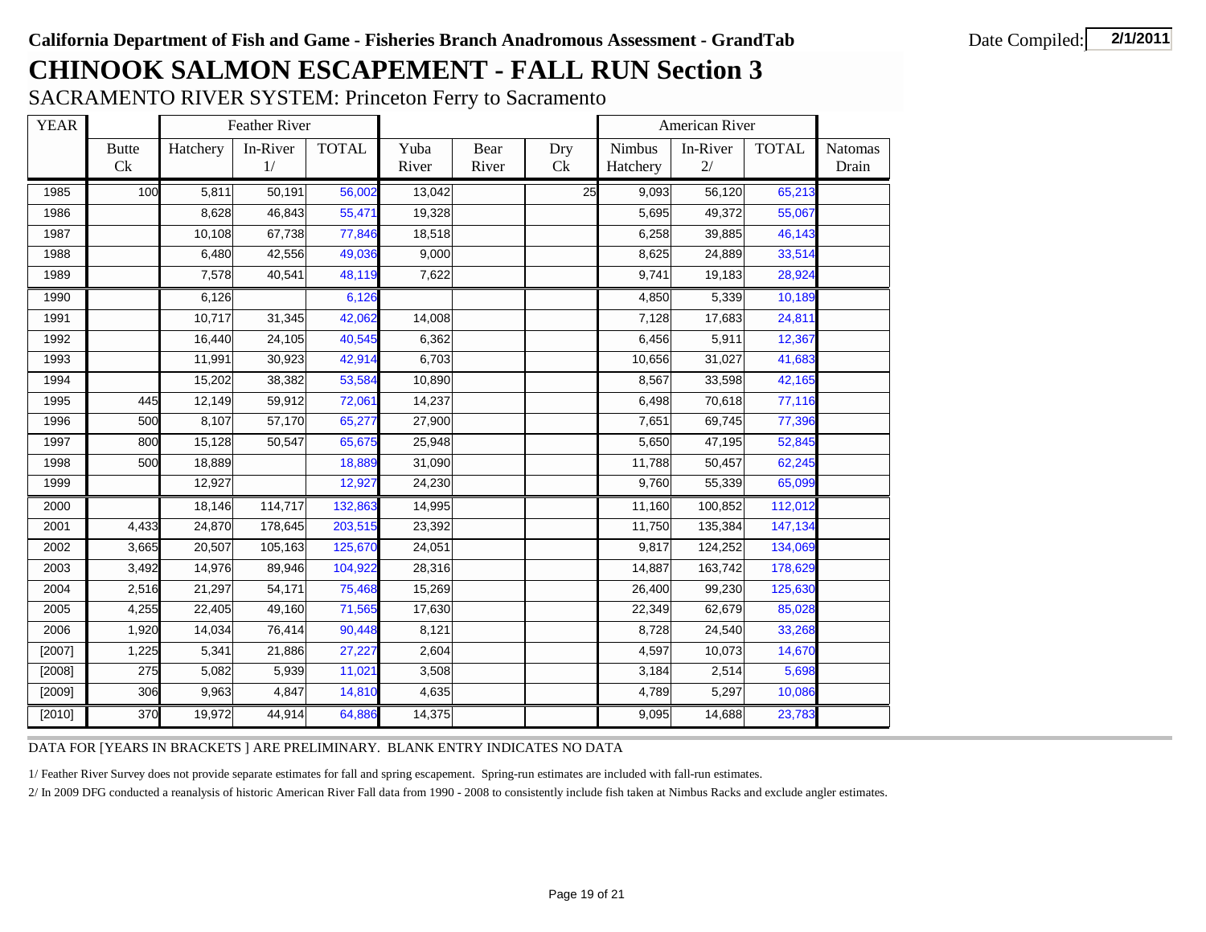**California Department of Fish and Game - Fisheries Branch Anadromous Assessment - GrandTab**

Date Compiled: 2/1/2011

# CHINOOK SALMON ESCAPEMENT - FALL RUN Section 3

## SACRAMENTO RIVER SYSTEM: Princeton Ferry to Sacramento

| YEAR | | Feather River | | | | | | American River | | | |
|---|---|---|---|---|---|---|---|---|---|---|---|
| | Butte Ck | Hatchery | In-River 1/ | TOTAL | Yuba River | Bear River | Dry Ck | Nimbus Hatchery | In-River 2/ | TOTAL | Natomas Drain |
| 1985 | 100 | 5,811 | 50,191 | 56,002 | 13,042 | | 25 | 9,093 | 56,120 | 65,213 | |
| 1986 | | 8,628 | 46,843 | 55,471 | 19,328 | | | 5,695 | 49,372 | 55,067 | |
| 1987 | | 10,108 | 67,738 | 77,846 | 18,518 | | | 6,258 | 39,885 | 46,143 | |
| 1988 | | 6,480 | 42,556 | 49,036 | 9,000 | | | 8,625 | 24,889 | 33,514 | |
| 1989 | | 7,578 | 40,541 | 48,119 | 7,622 | | | 9,741 | 19,183 | 28,924 | |
| 1990 | | 6,126 | | 6,126 | | | | 4,850 | 5,339 | 10,189 | |
| 1991 | | 10,717 | 31,345 | 42,062 | 14,008 | | | 7,128 | 17,683 | 24,811 | |
| 1992 | | 16,440 | 24,105 | 40,545 | 6,362 | | | 6,456 | 5,911 | 12,367 | |
| 1993 | | 11,991 | 30,923 | 42,914 | 6,703 | | | 10,656 | 31,027 | 41,683 | |
| 1994 | | 15,202 | 38,382 | 53,584 | 10,890 | | | 8,567 | 33,598 | 42,165 | |
| 1995 | 445 | 12,149 | 59,912 | 72,061 | 14,237 | | | 6,498 | 70,618 | 77,116 | |
| 1996 | 500 | 8,107 | 57,170 | 65,277 | 27,900 | | | 7,651 | 69,745 | 77,396 | |
| 1997 | 800 | 15,128 | 50,547 | 65,675 | 25,948 | | | 5,650 | 47,195 | 52,845 | |
| 1998 | 500 | 18,889 | | 18,889 | 31,090 | | | 11,788 | 50,457 | 62,245 | |
| 1999 | | 12,927 | | 12,927 | 24,230 | | | 9,760 | 55,339 | 65,099 | |
| 2000 | | 18,146 | 114,717 | 132,863 | 14,995 | | | 11,160 | 100,852 | 112,012 | |
| 2001 | 4,433 | 24,870 | 178,645 | 203,515 | 23,392 | | | 11,750 | 135,384 | 147,134 | |
| 2002 | 3,665 | 20,507 | 105,163 | 125,670 | 24,051 | | | 9,817 | 124,252 | 134,069 | |
| 2003 | 3,492 | 14,976 | 89,946 | 104,922 | 28,316 | | | 14,887 | 163,742 | 178,629 | |
| 2004 | 2,516 | 21,297 | 54,171 | 75,468 | 15,269 | | | 26,400 | 99,230 | 125,630 | |
| 2005 | 4,255 | 22,405 | 49,160 | 71,565 | 17,630 | | | 22,349 | 62,679 | 85,028 | |
| 2006 | 1,920 | 14,034 | 76,414 | 90,448 | 8,121 | | | 8,728 | 24,540 | 33,268 | |
| [2007] | 1,225 | 5,341 | 21,886 | 27,227 | 2,604 | | | 4,597 | 10,073 | 14,670 | |
| [2008] | 275 | 5,082 | 5,939 | 11,021 | 3,508 | | | 3,184 | 2,514 | 5,698 | |
| [2009] | 306 | 9,963 | 4,847 | 14,810 | 4,635 | | | 4,789 | 5,297 | 10,086 | |
| [2010] | 370 | 19,972 | 44,914 | 64,886 | 14,375 | | | 9,095 | 14,688 | 23,783 | |

DATA FOR [YEARS IN BRACKETS ] ARE PRELIMINARY. BLANK ENTRY INDICATES NO DATA

1/ Feather River Survey does not provide separate estimates for fall and spring escapement. Spring-run estimates are included with fall-run estimates.

2/ In 2009 DFG conducted a reanalysis of historic American River Fall data from 1990 - 2008 to consistently include fish taken at Nimbus Racks and exclude angler estimates.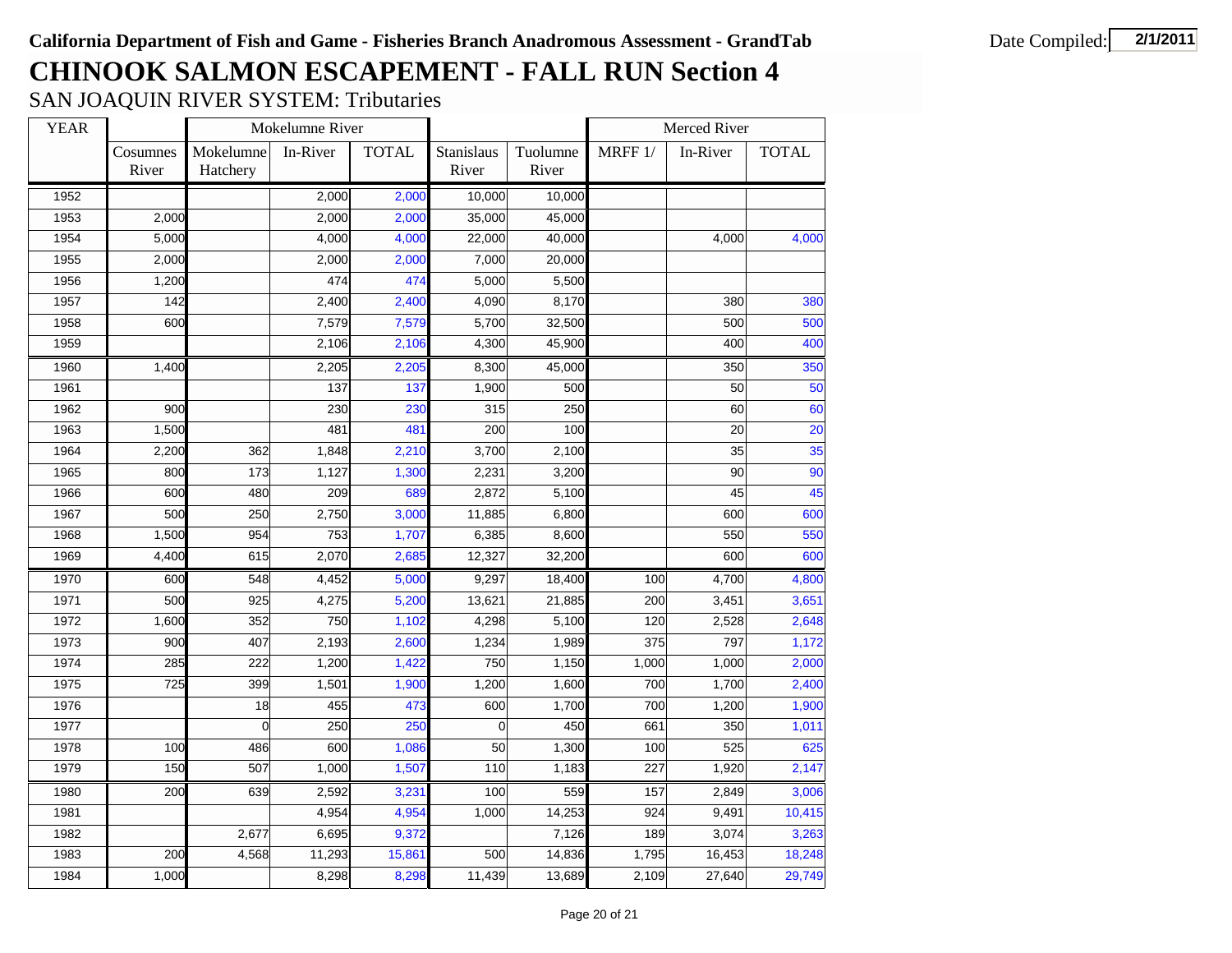**California Department of Fish and Game - Fisheries Branch Anadromous Assessment - GrandTab**

Date Compiled: 2/1/2011

# CHINOOK SALMON ESCAPEMENT - FALL RUN Section 4

## SAN JOAQUIN RIVER SYSTEM: Tributaries

| YEAR | | Mokelumne River | | | | | Merced River | | |
|---|---|---|---|---|---|---|---|---|---|
| | Cosumnes River | Mokelumne Hatchery | In-River | TOTAL | Stanislaus River | Tuolumne River | MRFF 1/ | In-River | TOTAL |
| 1952 | | | 2,000 | 2,000 | 10,000 | 10,000 | | | |
| 1953 | 2,000 | | 2,000 | 2,000 | 35,000 | 45,000 | | | |
| 1954 | 5,000 | | 4,000 | 4,000 | 22,000 | 40,000 | | 4,000 | 4,000 |
| 1955 | 2,000 | | 2,000 | 2,000 | 7,000 | 20,000 | | | |
| 1956 | 1,200 | | 474 | 474 | 5,000 | 5,500 | | | |
| 1957 | 142 | | 2,400 | 2,400 | 4,090 | 8,170 | | 380 | 380 |
| 1958 | 600 | | 7,579 | 7,579 | 5,700 | 32,500 | | 500 | 500 |
| 1959 | | | 2,106 | 2,106 | 4,300 | 45,900 | | 400 | 400 |
| 1960 | 1,400 | | 2,205 | 2,205 | 8,300 | 45,000 | | 350 | 350 |
| 1961 | | | 137 | 137 | 1,900 | 500 | | 50 | 50 |
| 1962 | 900 | | 230 | 230 | 315 | 250 | | 60 | 60 |
| 1963 | 1,500 | | 481 | 481 | 200 | 100 | | 20 | 20 |
| 1964 | 2,200 | 362 | 1,848 | 2,210 | 3,700 | 2,100 | | 35 | 35 |
| 1965 | 800 | 173 | 1,127 | 1,300 | 2,231 | 3,200 | | 90 | 90 |
| 1966 | 600 | 480 | 209 | 689 | 2,872 | 5,100 | | 45 | 45 |
| 1967 | 500 | 250 | 2,750 | 3,000 | 11,885 | 6,800 | | 600 | 600 |
| 1968 | 1,500 | 954 | 753 | 1,707 | 6,385 | 8,600 | | 550 | 550 |
| 1969 | 4,400 | 615 | 2,070 | 2,685 | 12,327 | 32,200 | | 600 | 600 |
| 1970 | 600 | 548 | 4,452 | 5,000 | 9,297 | 18,400 | 100 | 4,700 | 4,800 |
| 1971 | 500 | 925 | 4,275 | 5,200 | 13,621 | 21,885 | 200 | 3,451 | 3,651 |
| 1972 | 1,600 | 352 | 750 | 1,102 | 4,298 | 5,100 | 120 | 2,528 | 2,648 |
| 1973 | 900 | 407 | 2,193 | 2,600 | 1,234 | 1,989 | 375 | 797 | 1,172 |
| 1974 | 285 | 222 | 1,200 | 1,422 | 750 | 1,150 | 1,000 | 1,000 | 2,000 |
| 1975 | 725 | 399 | 1,501 | 1,900 | 1,200 | 1,600 | 700 | 1,700 | 2,400 |
| 1976 | | 18 | 455 | 473 | 600 | 1,700 | 700 | 1,200 | 1,900 |
| 1977 | | 0 | 250 | 250 | 0 | 450 | 661 | 350 | 1,011 |
| 1978 | 100 | 486 | 600 | 1,086 | 50 | 1,300 | 100 | 525 | 625 |
| 1979 | 150 | 507 | 1,000 | 1,507 | 110 | 1,183 | 227 | 1,920 | 2,147 |
| 1980 | 200 | 639 | 2,592 | 3,231 | 100 | 559 | 157 | 2,849 | 3,006 |
| 1981 | | | 4,954 | 4,954 | 1,000 | 14,253 | 924 | 9,491 | 10,415 |
| 1982 | | 2,677 | 6,695 | 9,372 | | 7,126 | 189 | 3,074 | 3,263 |
| 1983 | 200 | 4,568 | 11,293 | 15,861 | 500 | 14,836 | 1,795 | 16,453 | 18,248 |
| 1984 | 1,000 | | 8,298 | 8,298 | 11,439 | 13,689 | 2,109 | 27,640 | 29,749 |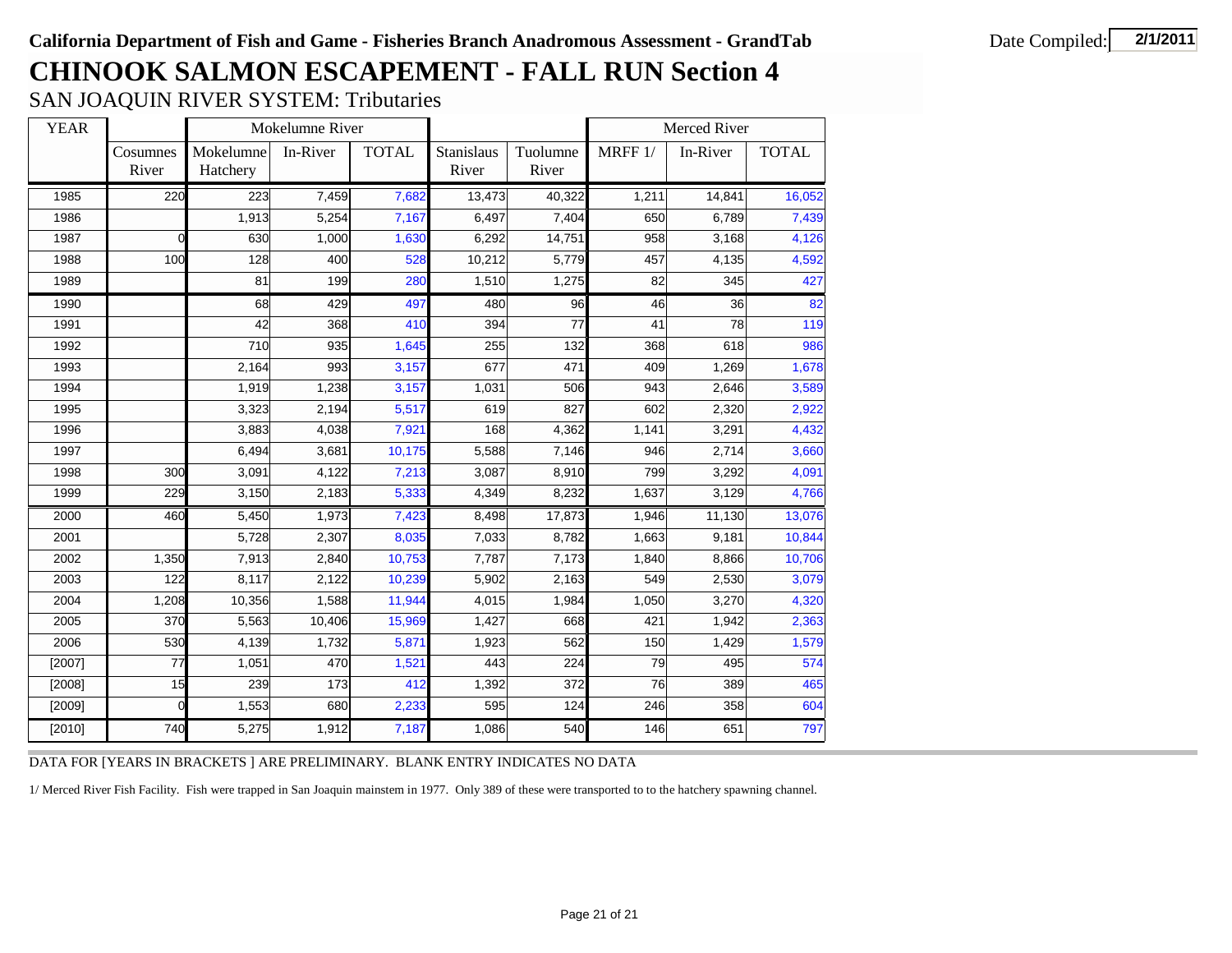**California Department of Fish and Game - Fisheries Branch Anadromous Assessment - GrandTab**

Date Compiled: **2/1/2011**

# CHINOOK SALMON ESCAPEMENT - FALL RUN Section 4

## SAN JOAQUIN RIVER SYSTEM: Tributaries

| YEAR | | Mokelumne River | | | | | Merced River | | |
|---|---|---|---|---|---|---|---|---|---|
| | Cosumnes River | Mokelumne Hatchery | In-River | TOTAL | Stanislaus River | Tuolumne River | MRFF 1/ | In-River | TOTAL |
| 1985 | 220 | 223 | 7,459 | 7,682 | 13,473 | 40,322 | 1,211 | 14,841 | 16,052 |
| 1986 | | 1,913 | 5,254 | 7,167 | 6,497 | 7,404 | 650 | 6,789 | 7,439 |
| 1987 | 0 | 630 | 1,000 | 1,630 | 6,292 | 14,751 | 958 | 3,168 | 4,126 |
| 1988 | 100 | 128 | 400 | 528 | 10,212 | 5,779 | 457 | 4,135 | 4,592 |
| 1989 | | 81 | 199 | 280 | 1,510 | 1,275 | 82 | 345 | 427 |
| 1990 | | 68 | 429 | 497 | 480 | 96 | 46 | 36 | 82 |
| 1991 | | 42 | 368 | 410 | 394 | 77 | 41 | 78 | 119 |
| 1992 | | 710 | 935 | 1,645 | 255 | 132 | 368 | 618 | 986 |
| 1993 | | 2,164 | 993 | 3,157 | 677 | 471 | 409 | 1,269 | 1,678 |
| 1994 | | 1,919 | 1,238 | 3,157 | 1,031 | 506 | 943 | 2,646 | 3,589 |
| 1995 | | 3,323 | 2,194 | 5,517 | 619 | 827 | 602 | 2,320 | 2,922 |
| 1996 | | 3,883 | 4,038 | 7,921 | 168 | 4,362 | 1,141 | 3,291 | 4,432 |
| 1997 | | 6,494 | 3,681 | 10,175 | 5,588 | 7,146 | 946 | 2,714 | 3,660 |
| 1998 | 300 | 3,091 | 4,122 | 7,213 | 3,087 | 8,910 | 799 | 3,292 | 4,091 |
| 1999 | 229 | 3,150 | 2,183 | 5,333 | 4,349 | 8,232 | 1,637 | 3,129 | 4,766 |
| 2000 | 460 | 5,450 | 1,973 | 7,423 | 8,498 | 17,873 | 1,946 | 11,130 | 13,076 |
| 2001 | | 5,728 | 2,307 | 8,035 | 7,033 | 8,782 | 1,663 | 9,181 | 10,844 |
| 2002 | 1,350 | 7,913 | 2,840 | 10,753 | 7,787 | 7,173 | 1,840 | 8,866 | 10,706 |
| 2003 | 122 | 8,117 | 2,122 | 10,239 | 5,902 | 2,163 | 549 | 2,530 | 3,079 |
| 2004 | 1,208 | 10,356 | 1,588 | 11,944 | 4,015 | 1,984 | 1,050 | 3,270 | 4,320 |
| 2005 | 370 | 5,563 | 10,406 | 15,969 | 1,427 | 668 | 421 | 1,942 | 2,363 |
| 2006 | 530 | 4,139 | 1,732 | 5,871 | 1,923 | 562 | 150 | 1,429 | 1,579 |
| [2007] | 77 | 1,051 | 470 | 1,521 | 443 | 224 | 79 | 495 | 574 |
| [2008] | 15 | 239 | 173 | 412 | 1,392 | 372 | 76 | 389 | 465 |
| [2009] | 0 | 1,553 | 680 | 2,233 | 595 | 124 | 246 | 358 | 604 |
| [2010] | 740 | 5,275 | 1,912 | 7,187 | 1,086 | 540 | 146 | 651 | 797 |

DATA FOR [YEARS IN BRACKETS ] ARE PRELIMINARY. BLANK ENTRY INDICATES NO DATA

1/ Merced River Fish Facility. Fish were trapped in San Joaquin mainstem in 1977. Only 389 of these were transported to to the hatchery spawning channel.